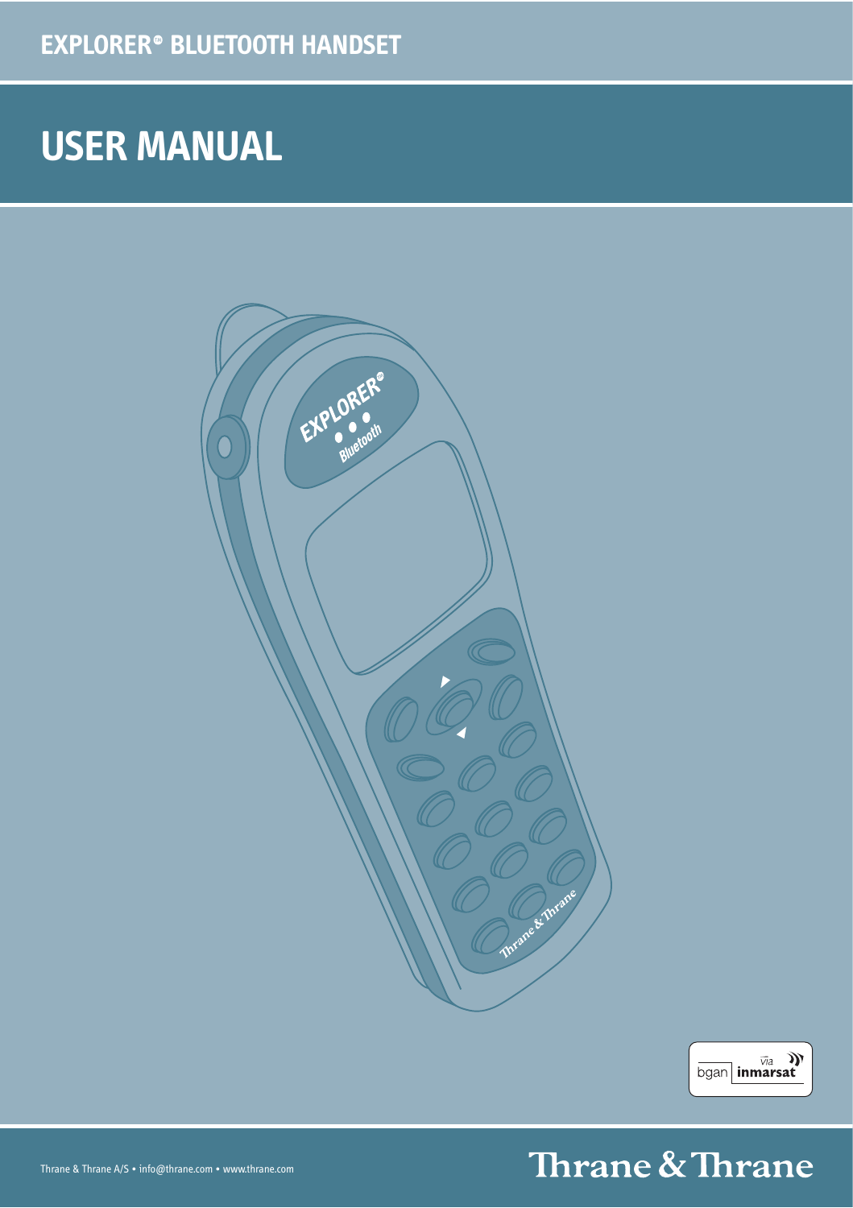# EXPLORER® BLUETOOTH HANDSET

# USER MANUAL

Thrane & Thrane A/S • info@thrane.com • www.thrane.com

Thrane & Thrane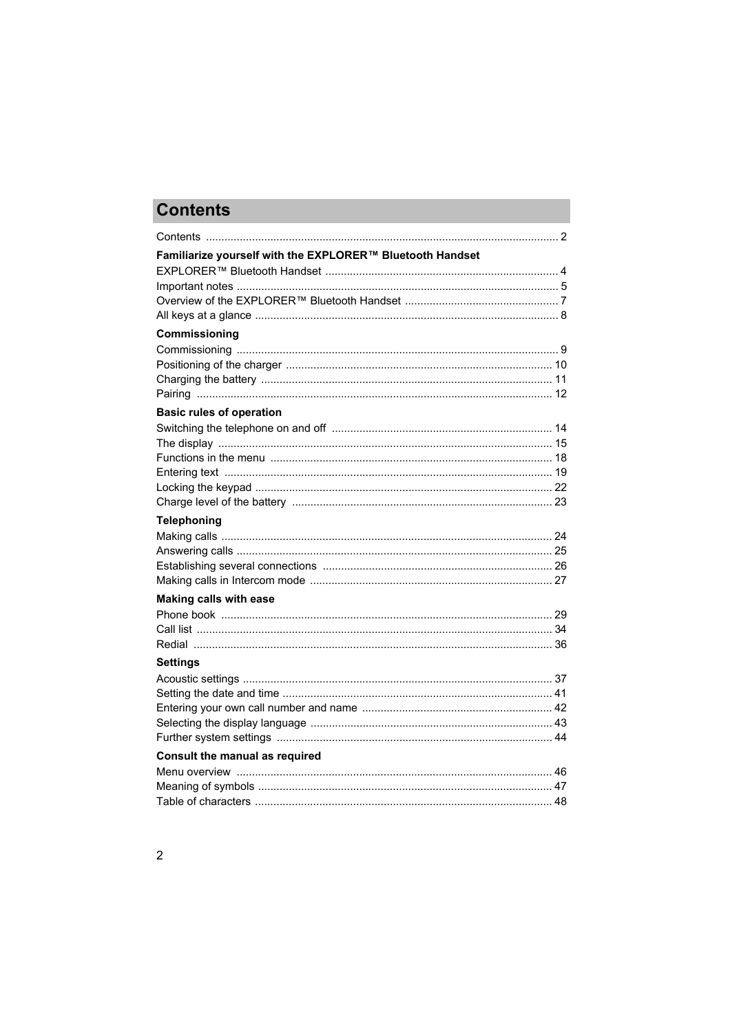# Contents

Contents ... 2

**Familiarize yourself with the EXPLORER™ Bluetooth Handset**

EXPLORER™ Bluetooth Handset ... 4
Important notes ... 5
Overview of the EXPLORER™ Bluetooth Handset ... 7
All keys at a glance ... 8

**Commissioning**

Commissioning ... 9
Positioning of the charger ... 10
Charging the battery ... 11
Pairing ... 12

**Basic rules of operation**

Switching the telephone on and off ... 14
The display ... 15
Functions in the menu ... 18
Entering text ... 19
Locking the keypad ... 22
Charge level of the battery ... 23

**Telephoning**

Making calls ... 24
Answering calls ... 25
Establishing several connections ... 26
Making calls in Intercom mode ... 27

**Making calls with ease**

Phone book ... 29
Call list ... 34
Redial ... 36

**Settings**

Acoustic settings ... 37
Setting the date and time ... 41
Entering your own call number and name ... 42
Selecting the display language ... 43
Further system settings ... 44

**Consult the manual as required**

Menu overview ... 46
Meaning of symbols ... 47
Table of characters ... 48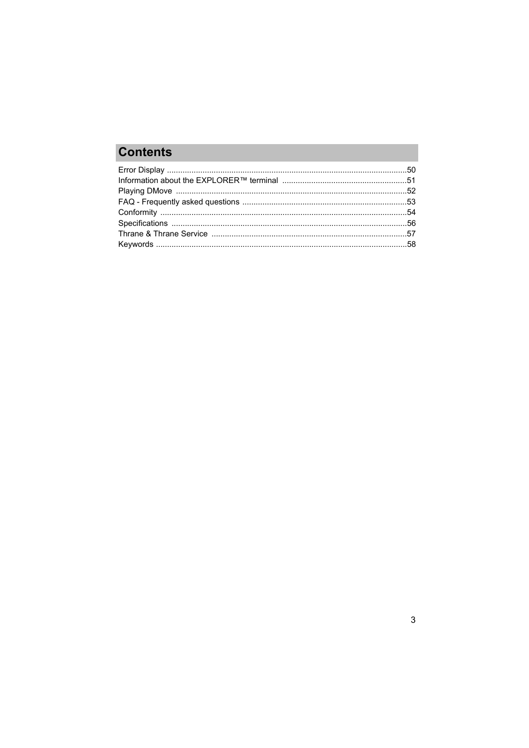# Contents

Error Display ............................................................................................................50
Information about the EXPLORER™ terminal ........................................................51
Playing DMove ........................................................................................................52
FAQ - Frequently asked questions ..........................................................................53
Conformity ...............................................................................................................54
Specifications ..........................................................................................................56
Thrane & Thrane Service ........................................................................................57
Keywords .................................................................................................................58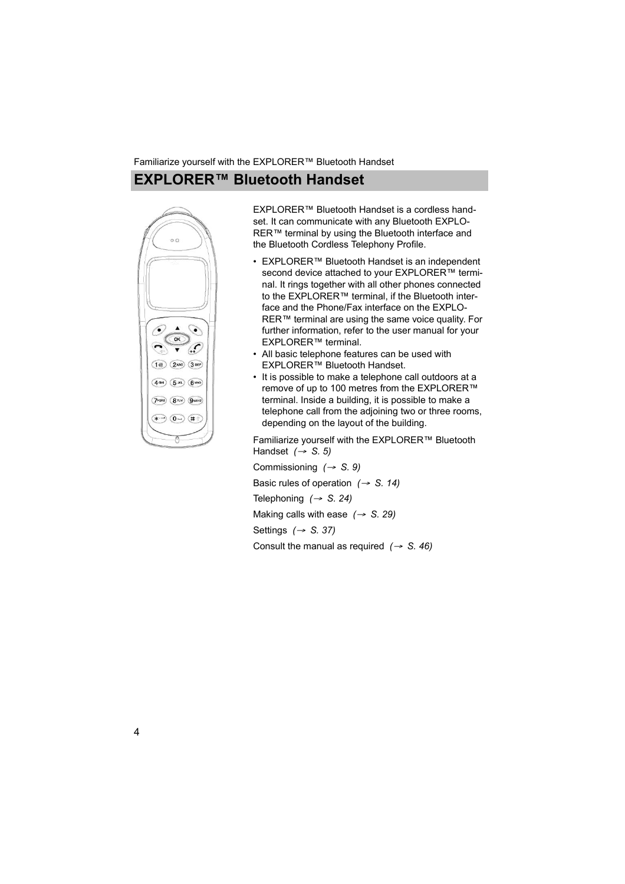## EXPLORER™ Bluetooth Handset

EXPLORER™ Bluetooth Handset is a cordless handset. It can communicate with any Bluetooth EXPLORER™ terminal by using the Bluetooth interface and the Bluetooth Cordless Telephony Profile.

- EXPLORER™ Bluetooth Handset is an independent second device attached to your EXPLORER™ terminal. It rings together with all other phones connected to the EXPLORER™ terminal, if the Bluetooth interface and the Phone/Fax interface on the EXPLORER™ terminal are using the same voice quality. For further information, refer to the user manual for your EXPLORER™ terminal.
- All basic telephone features can be used with EXPLORER™ Bluetooth Handset.
- It is possible to make a telephone call outdoors at a remove of up to 100 metres from the EXPLORER™ terminal. Inside a building, it is possible to make a telephone call from the adjoining two or three rooms, depending on the layout of the building.

Familiarize yourself with the EXPLORER™ Bluetooth Handset *(→ S. 5)*

Commissioning *(→ S. 9)*

Basic rules of operation *(→ S. 14)*

Telephoning *(→ S. 24)*

Making calls with ease *(→ S. 29)*

Settings *(→ S. 37)*

Consult the manual as required *(→ S. 46)*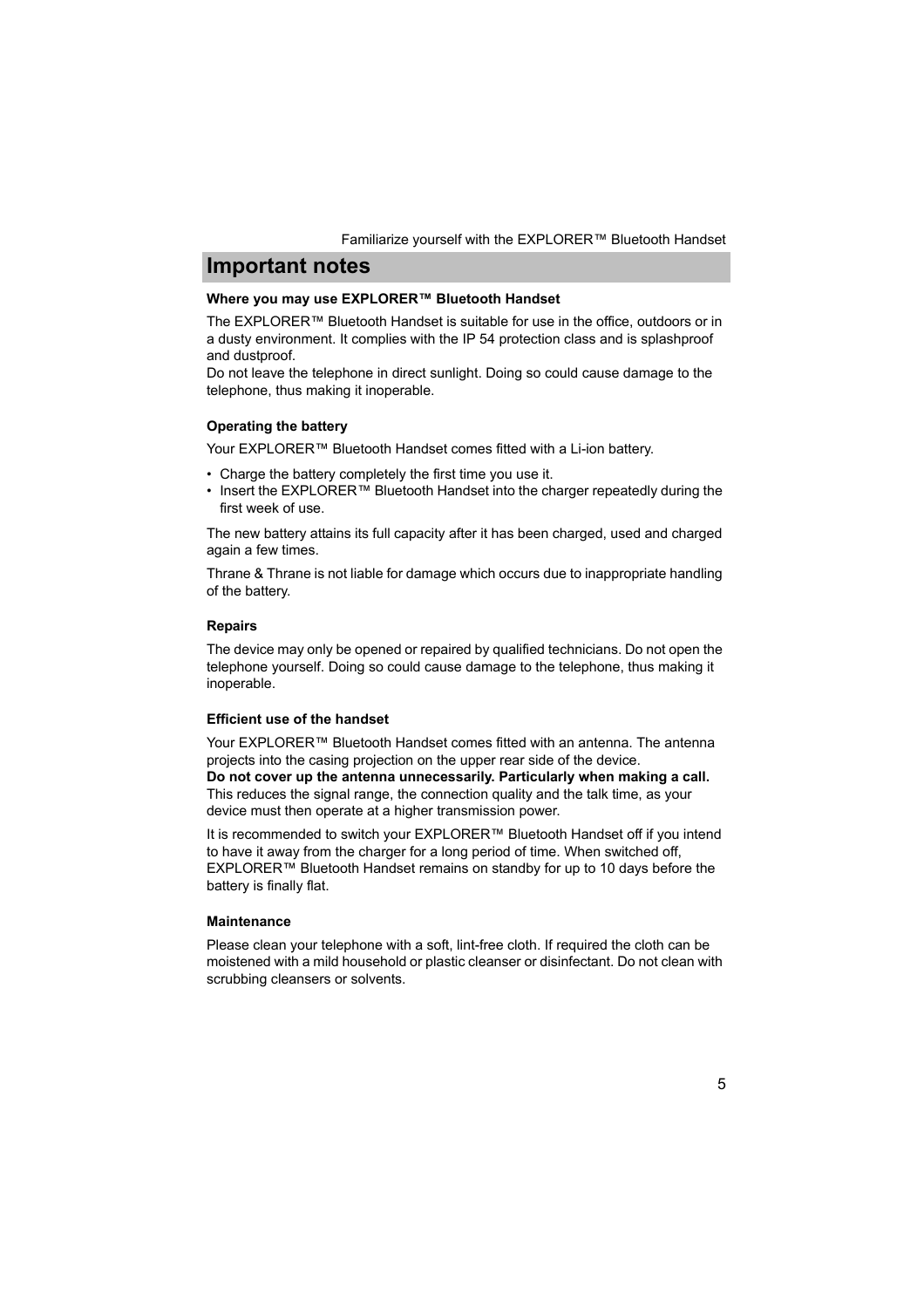## Important notes

### Where you may use EXPLORER™ Bluetooth Handset

The EXPLORER™ Bluetooth Handset is suitable for use in the office, outdoors or in a dusty environment. It complies with the IP 54 protection class and is splashproof and dustproof.
Do not leave the telephone in direct sunlight. Doing so could cause damage to the telephone, thus making it inoperable.

### Operating the battery

Your EXPLORER™ Bluetooth Handset comes fitted with a Li-ion battery.

- Charge the battery completely the first time you use it.
- Insert the EXPLORER™ Bluetooth Handset into the charger repeatedly during the first week of use.

The new battery attains its full capacity after it has been charged, used and charged again a few times.

Thrane & Thrane is not liable for damage which occurs due to inappropriate handling of the battery.

### Repairs

The device may only be opened or repaired by qualified technicians. Do not open the telephone yourself. Doing so could cause damage to the telephone, thus making it inoperable.

### Efficient use of the handset

Your EXPLORER™ Bluetooth Handset comes fitted with an antenna. The antenna projects into the casing projection on the upper rear side of the device.
**Do not cover up the antenna unnecessarily. Particularly when making a call.** This reduces the signal range, the connection quality and the talk time, as your device must then operate at a higher transmission power.

It is recommended to switch your EXPLORER™ Bluetooth Handset off if you intend to have it away from the charger for a long period of time. When switched off, EXPLORER™ Bluetooth Handset remains on standby for up to 10 days before the battery is finally flat.

### Maintenance

Please clean your telephone with a soft, lint-free cloth. If required the cloth can be moistened with a mild household or plastic cleanser or disinfectant. Do not clean with scrubbing cleansers or solvents.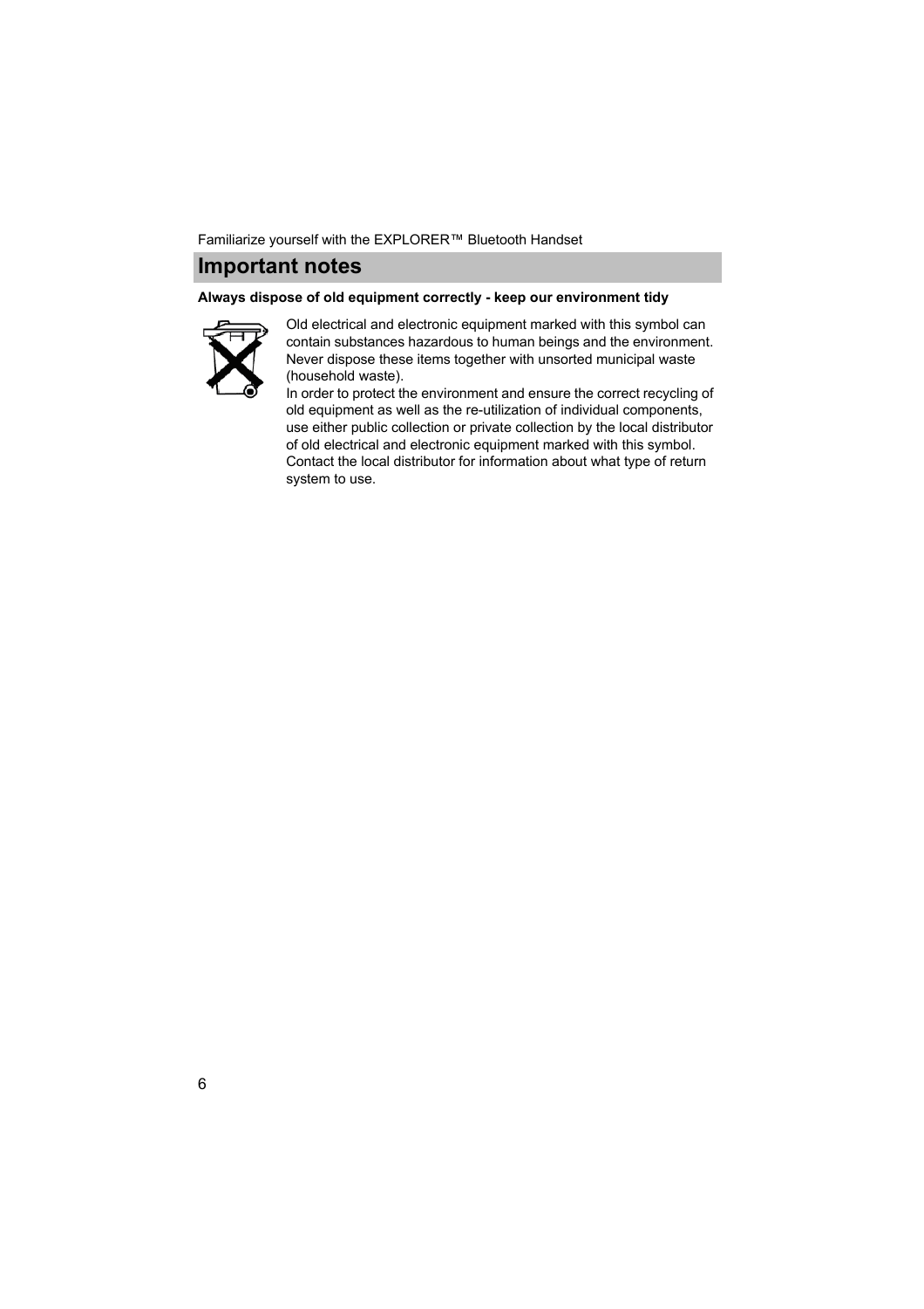## Important notes

**Always dispose of old equipment correctly - keep our environment tidy**

Old electrical and electronic equipment marked with this symbol can contain substances hazardous to human beings and the environment. Never dispose these items together with unsorted municipal waste (household waste).

In order to protect the environment and ensure the correct recycling of old equipment as well as the re-utilization of individual components, use either public collection or private collection by the local distributor of old electrical and electronic equipment marked with this symbol. Contact the local distributor for information about what type of return system to use.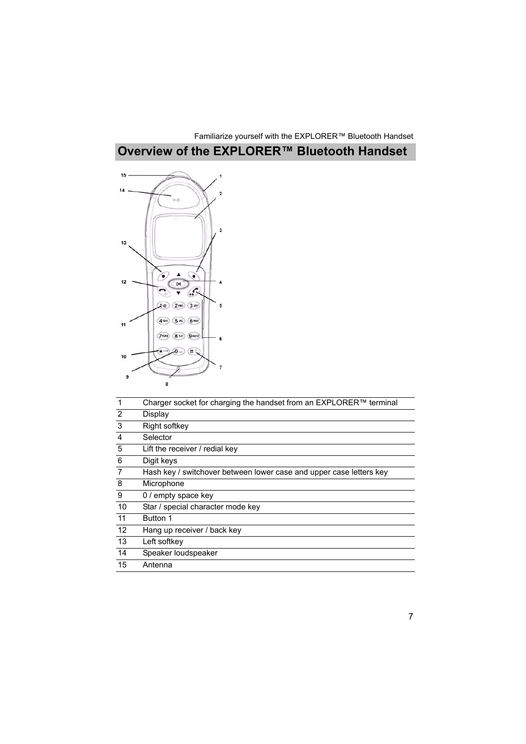## Overview of the EXPLORER™ Bluetooth Handset

| | |
|---|---|
| 1 | Charger socket for charging the handset from an EXPLORER™ terminal |
| 2 | Display |
| 3 | Right softkey |
| 4 | Selector |
| 5 | Lift the receiver / redial key |
| 6 | Digit keys |
| 7 | Hash key / switchover between lower case and upper case letters key |
| 8 | Microphone |
| 9 | 0 / empty space key |
| 10 | Star / special character mode key |
| 11 | Button 1 |
| 12 | Hang up receiver / back key |
| 13 | Left softkey |
| 14 | Speaker loudspeaker |
| 15 | Antenna |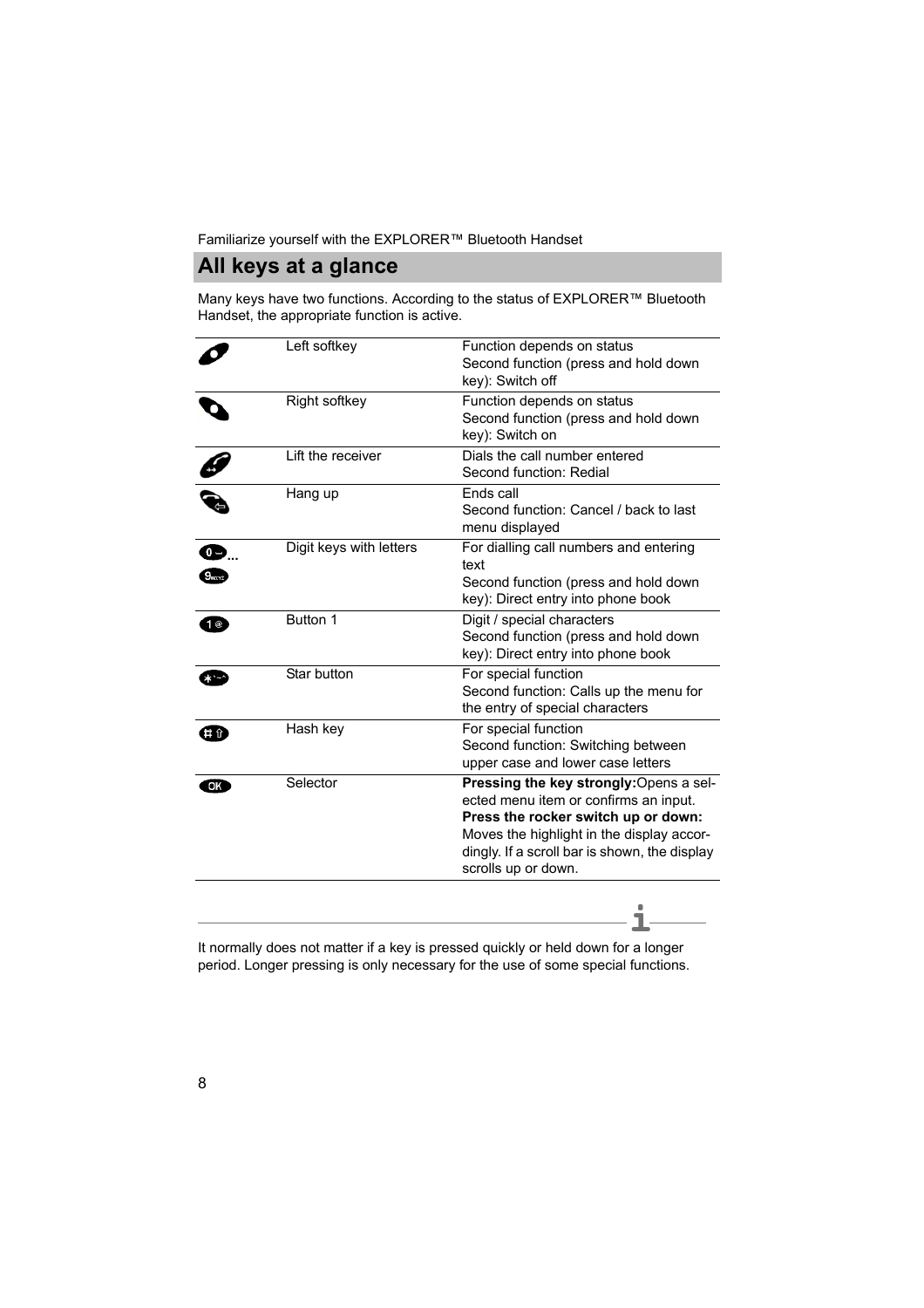## All keys at a glance

Many keys have two functions. According to the status of EXPLORER™ Bluetooth Handset, the appropriate function is active.

| | | |
|---|---|---|
| | Left softkey | Function depends on status<br>Second function (press and hold down key): Switch off |
| | Right softkey | Function depends on status<br>Second function (press and hold down key): Switch on |
| | Lift the receiver | Dials the call number entered<br>Second function: Redial |
| | Hang up | Ends call<br>Second function: Cancel / back to last menu displayed |
| ... | Digit keys with letters | For dialling call numbers and entering text<br>Second function (press and hold down key): Direct entry into phone book |
| | Button 1 | Digit / special characters<br>Second function (press and hold down key): Direct entry into phone book |
| | Star button | For special function<br>Second function: Calls up the menu for the entry of special characters |
| | Hash key | For special function<br>Second function: Switching between upper case and lower case letters |
| | Selector | **Pressing the key strongly:** Opens a selected menu item or confirms an input.<br>**Press the rocker switch up or down:** Moves the highlight in the display accordingly. If a scroll bar is shown, the display scrolls up or down. |

It normally does not matter if a key is pressed quickly or held down for a longer period. Longer pressing is only necessary for the use of some special functions.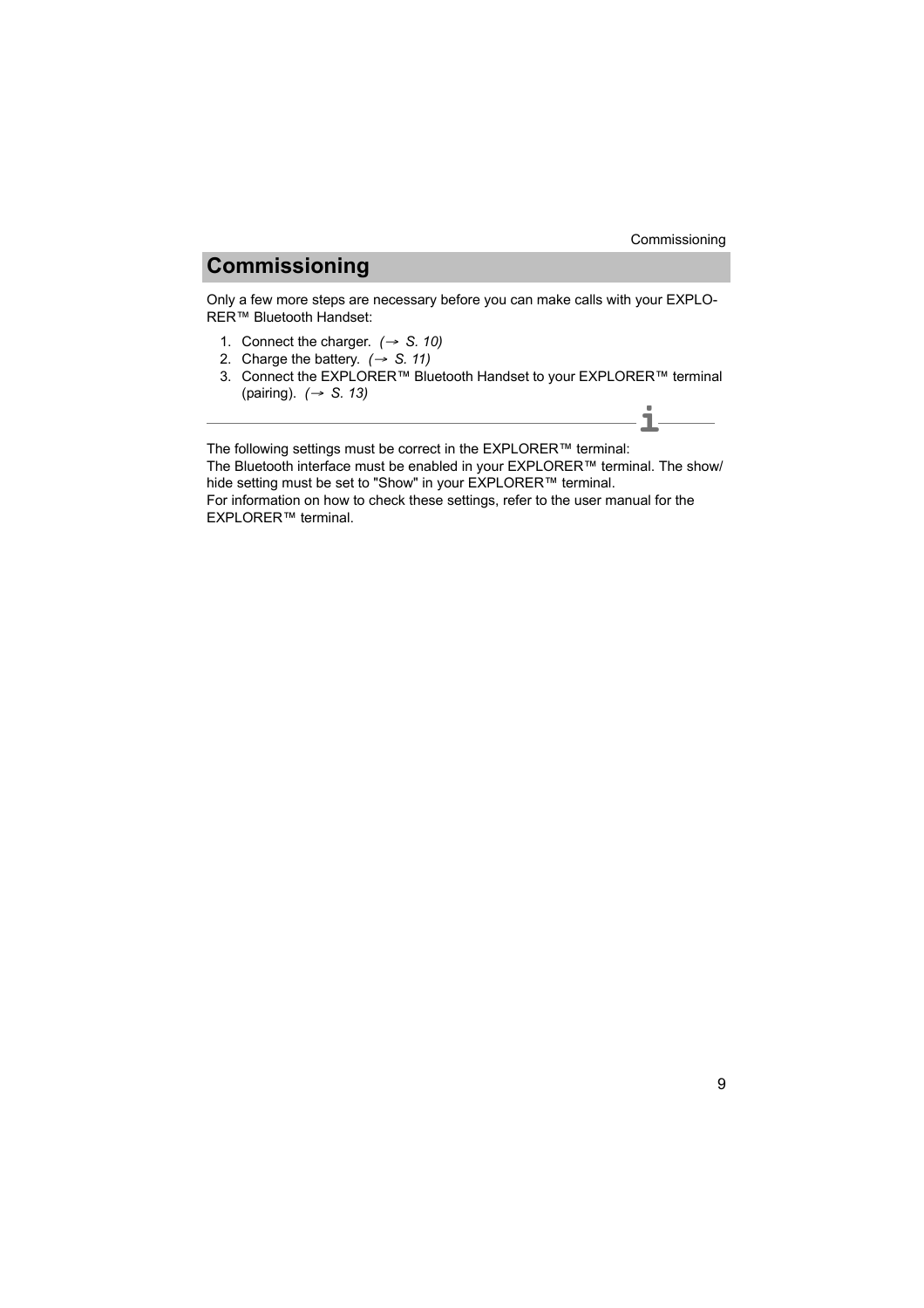# Commissioning

Only a few more steps are necessary before you can make calls with your EXPLORER™ Bluetooth Handset:

1. Connect the charger. *(→ S. 10)*
2. Charge the battery. *(→ S. 11)*
3. Connect the EXPLORER™ Bluetooth Handset to your EXPLORER™ terminal (pairing). *(→ S. 13)*

---

The following settings must be correct in the EXPLORER™ terminal:
The Bluetooth interface must be enabled in your EXPLORER™ terminal. The show/hide setting must be set to "Show" in your EXPLORER™ terminal.
For information on how to check these settings, refer to the user manual for the EXPLORER™ terminal.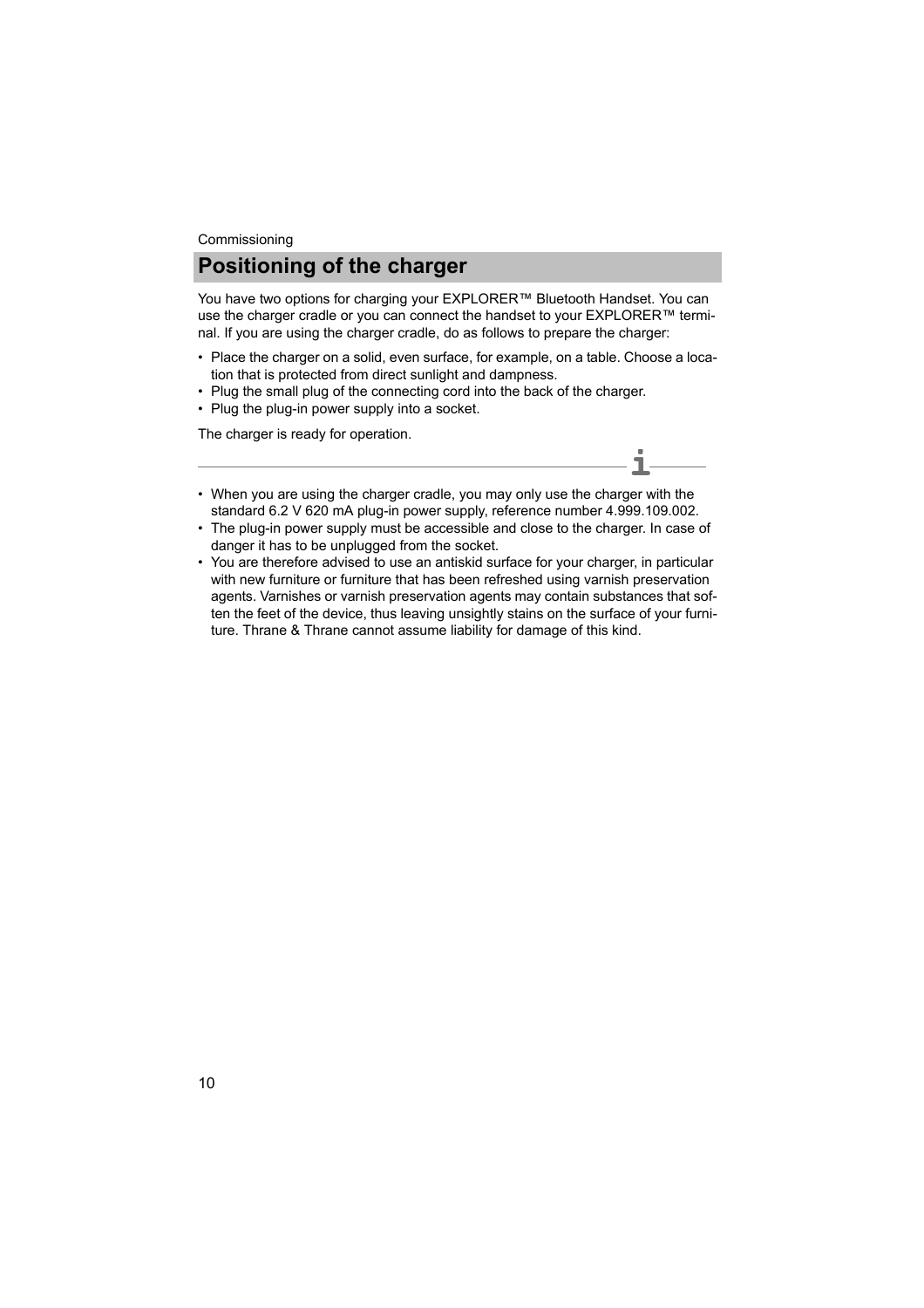## Positioning of the charger

You have two options for charging your EXPLORER™ Bluetooth Handset. You can use the charger cradle or you can connect the handset to your EXPLORER™ terminal. If you are using the charger cradle, do as follows to prepare the charger:

- Place the charger on a solid, even surface, for example, on a table. Choose a location that is protected from direct sunlight and dampness.
- Plug the small plug of the connecting cord into the back of the charger.
- Plug the plug-in power supply into a socket.

The charger is ready for operation.

---

- When you are using the charger cradle, you may only use the charger with the standard 6.2 V 620 mA plug-in power supply, reference number 4.999.109.002.
- The plug-in power supply must be accessible and close to the charger. In case of danger it has to be unplugged from the socket.
- You are therefore advised to use an antiskid surface for your charger, in particular with new furniture or furniture that has been refreshed using varnish preservation agents. Varnishes or varnish preservation agents may contain substances that soften the feet of the device, thus leaving unsightly stains on the surface of your furniture. Thrane & Thrane cannot assume liability for damage of this kind.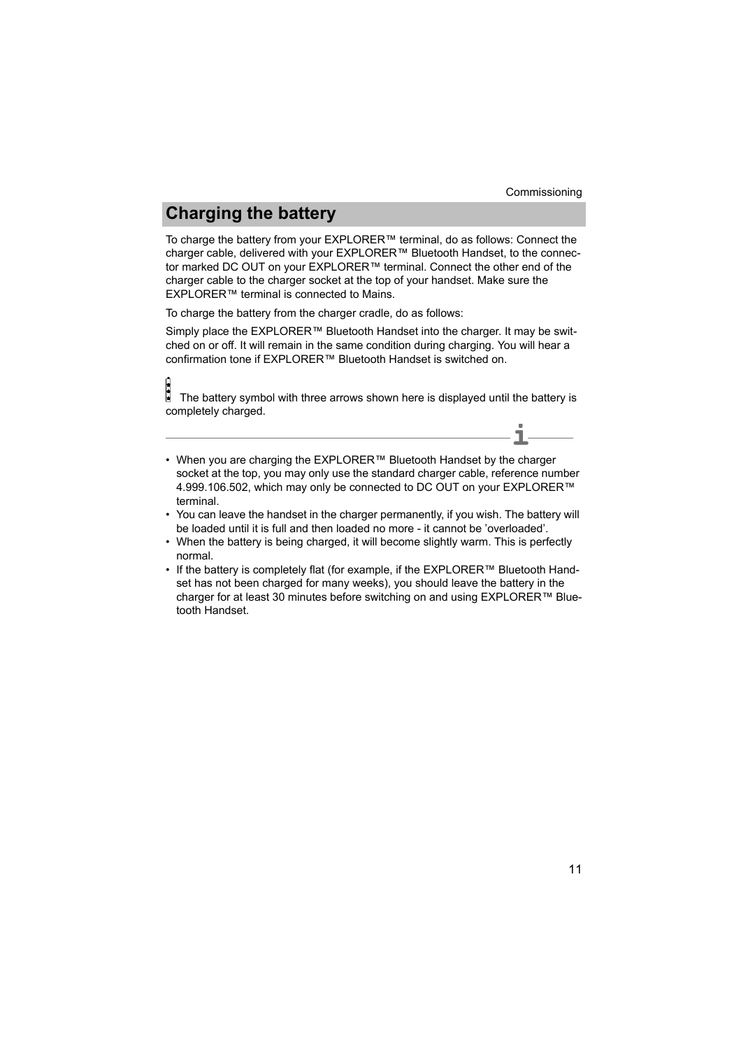## Charging the battery

To charge the battery from your EXPLORER™ terminal, do as follows: Connect the charger cable, delivered with your EXPLORER™ Bluetooth Handset, to the connector marked DC OUT on your EXPLORER™ terminal. Connect the other end of the charger cable to the charger socket at the top of your handset. Make sure the EXPLORER™ terminal is connected to Mains.

To charge the battery from the charger cradle, do as follows:

Simply place the EXPLORER™ Bluetooth Handset into the charger. It may be switched on or off. It will remain in the same condition during charging. You will hear a confirmation tone if EXPLORER™ Bluetooth Handset is switched on.

The battery symbol with three arrows shown here is displayed until the battery is completely charged.

---

- When you are charging the EXPLORER™ Bluetooth Handset by the charger socket at the top, you may only use the standard charger cable, reference number 4.999.106.502, which may only be connected to DC OUT on your EXPLORER™ terminal.
- You can leave the handset in the charger permanently, if you wish. The battery will be loaded until it is full and then loaded no more - it cannot be 'overloaded'.
- When the battery is being charged, it will become slightly warm. This is perfectly normal.
- If the battery is completely flat (for example, if the EXPLORER™ Bluetooth Handset has not been charged for many weeks), you should leave the battery in the charger for at least 30 minutes before switching on and using EXPLORER™ Bluetooth Handset.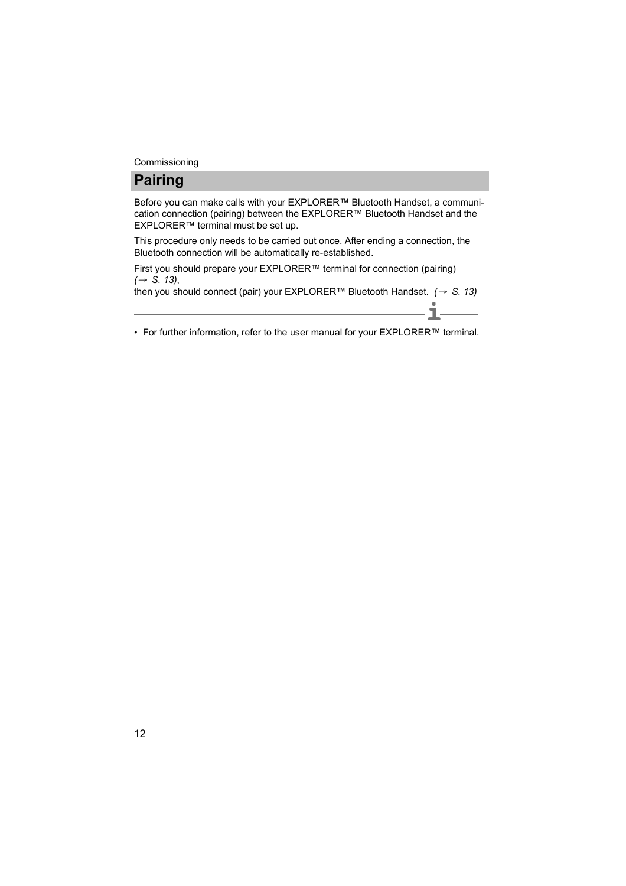# Pairing

Before you can make calls with your EXPLORER™ Bluetooth Handset, a communication connection (pairing) between the EXPLORER™ Bluetooth Handset and the EXPLORER™ terminal must be set up.

This procedure only needs to be carried out once. After ending a connection, the Bluetooth connection will be automatically re-established.

First you should prepare your EXPLORER™ terminal for connection (pairing) *(→ S. 13)*,
then you should connect (pair) your EXPLORER™ Bluetooth Handset. *(→ S. 13)*

- For further information, refer to the user manual for your EXPLORER™ terminal.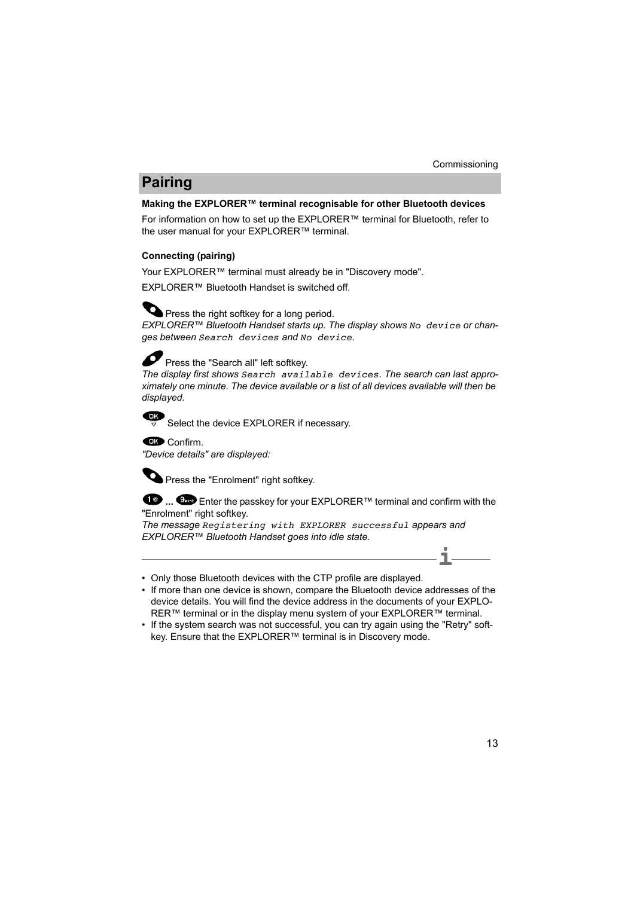## Pairing

**Making the EXPLORER™ terminal recognisable for other Bluetooth devices**

For information on how to set up the EXPLORER™ terminal for Bluetooth, refer to the user manual for your EXPLORER™ terminal.

**Connecting (pairing)**

Your EXPLORER™ terminal must already be in "Discovery mode".

EXPLORER™ Bluetooth Handset is switched off.

Press the right softkey for a long period.
*EXPLORER™ Bluetooth Handset starts up. The display shows `No device` or changes between `Search devices` and `No device`.*

Press the "Search all" left softkey.
*The display first shows `Search available devices`. The search can last approximately one minute. The device available or a list of all devices available will then be displayed.*

Select the device EXPLORER if necessary.

Confirm.
*"Device details" are displayed:*

Press the "Enrolment" right softkey.

... Enter the passkey for your EXPLORER™ terminal and confirm with the "Enrolment" right softkey.
*The message `Registering with EXPLORER successful` appears and EXPLORER™ Bluetooth Handset goes into idle state.*

- Only those Bluetooth devices with the CTP profile are displayed.
- If more than one device is shown, compare the Bluetooth device addresses of the device details. You will find the device address in the documents of your EXPLORER™ terminal or in the display menu system of your EXPLORER™ terminal.
- If the system search was not successful, you can try again using the "Retry" softkey. Ensure that the EXPLORER™ terminal is in Discovery mode.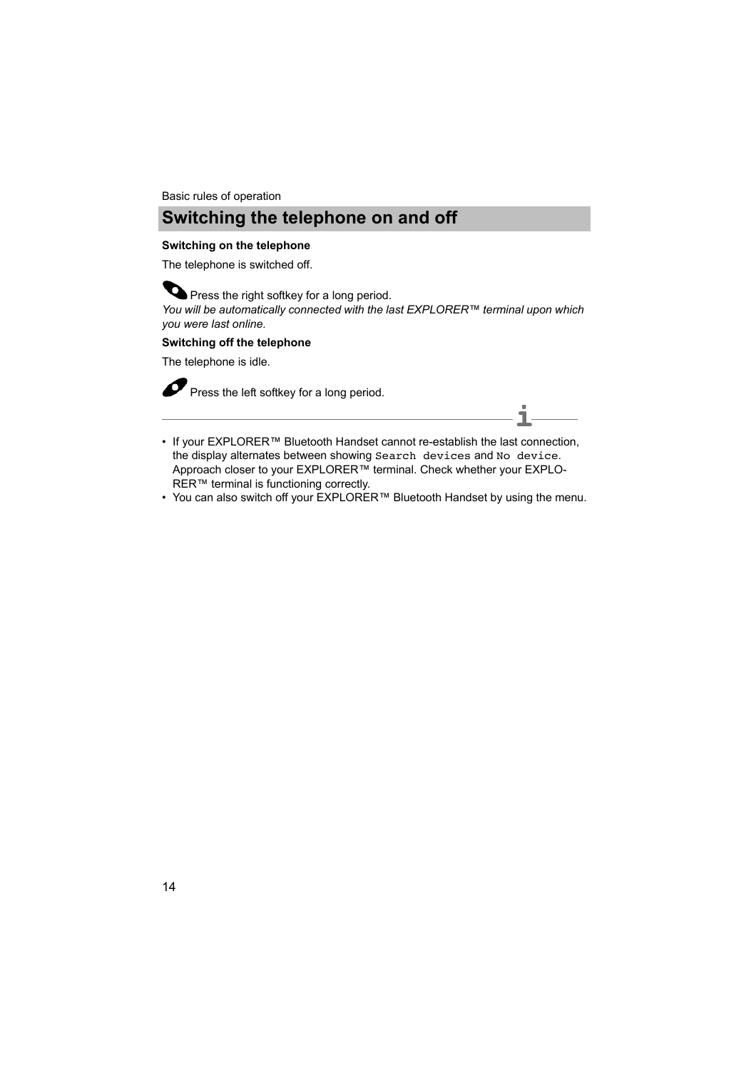Basic rules of operation

## Switching the telephone on and off

**Switching on the telephone**

The telephone is switched off.

Press the right softkey for a long period.
*You will be automatically connected with the last EXPLORER™ terminal upon which you were last online.*

**Switching off the telephone**

The telephone is idle.

Press the left softkey for a long period.

- If your EXPLORER™ Bluetooth Handset cannot re-establish the last connection, the display alternates between showing `Search devices` and `No device`. Approach closer to your EXPLORER™ terminal. Check whether your EXPLORER™ terminal is functioning correctly.
- You can also switch off your EXPLORER™ Bluetooth Handset by using the menu.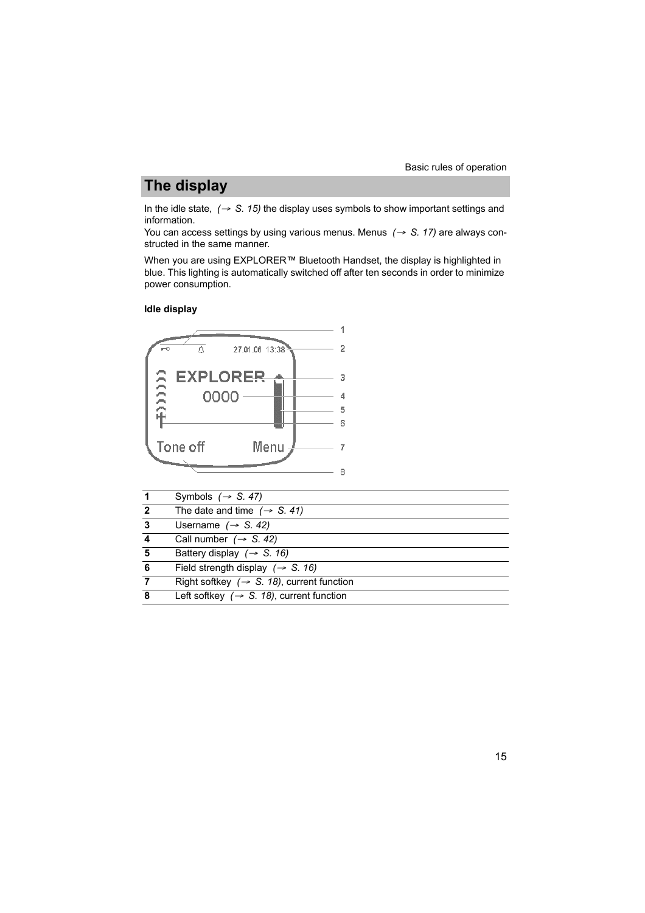## The display

In the idle state, *(→ S. 15)* the display uses symbols to show important settings and information.
You can access settings by using various menus. Menus *(→ S. 17)* are always constructed in the same manner.

When you are using EXPLORER™ Bluetooth Handset, the display is highlighted in blue. This lighting is automatically switched off after ten seconds in order to minimize power consumption.

**Idle display**

| | |
|---|---|
| **1** | Symbols *(→ S. 47)* |
| **2** | The date and time *(→ S. 41)* |
| **3** | Username *(→ S. 42)* |
| **4** | Call number *(→ S. 42)* |
| **5** | Battery display *(→ S. 16)* |
| **6** | Field strength display *(→ S. 16)* |
| **7** | Right softkey *(→ S. 18)*, current function |
| **8** | Left softkey *(→ S. 18)*, current function |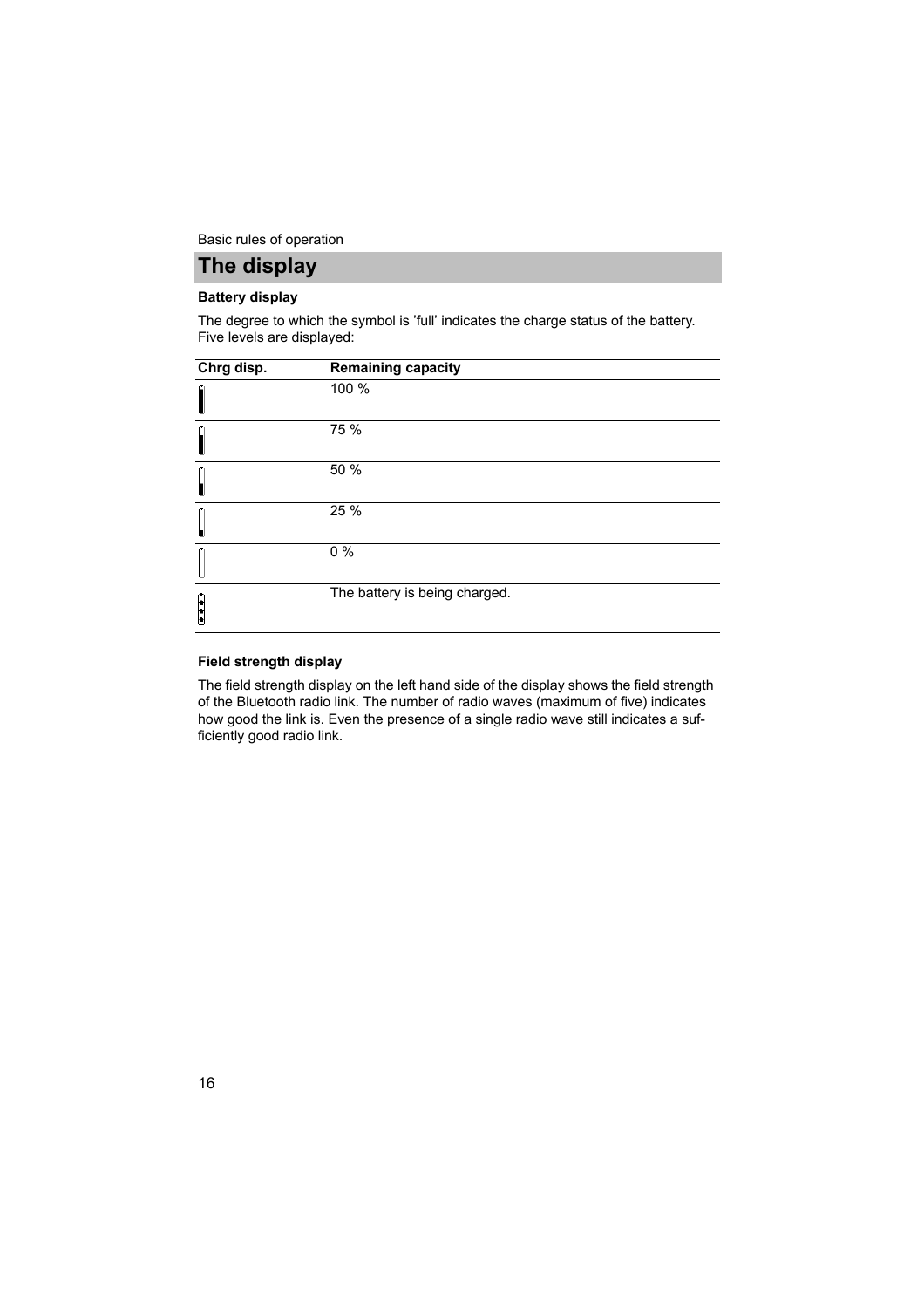## The display

**Battery display**

The degree to which the symbol is 'full' indicates the charge status of the battery. Five levels are displayed:

| Chrg disp. | Remaining capacity |
|---|---|
| | 100 % |
| | 75 % |
| | 50 % |
| | 25 % |
| | 0 % |
| | The battery is being charged. |

**Field strength display**

The field strength display on the left hand side of the display shows the field strength of the Bluetooth radio link. The number of radio waves (maximum of five) indicates how good the link is. Even the presence of a single radio wave still indicates a sufficiently good radio link.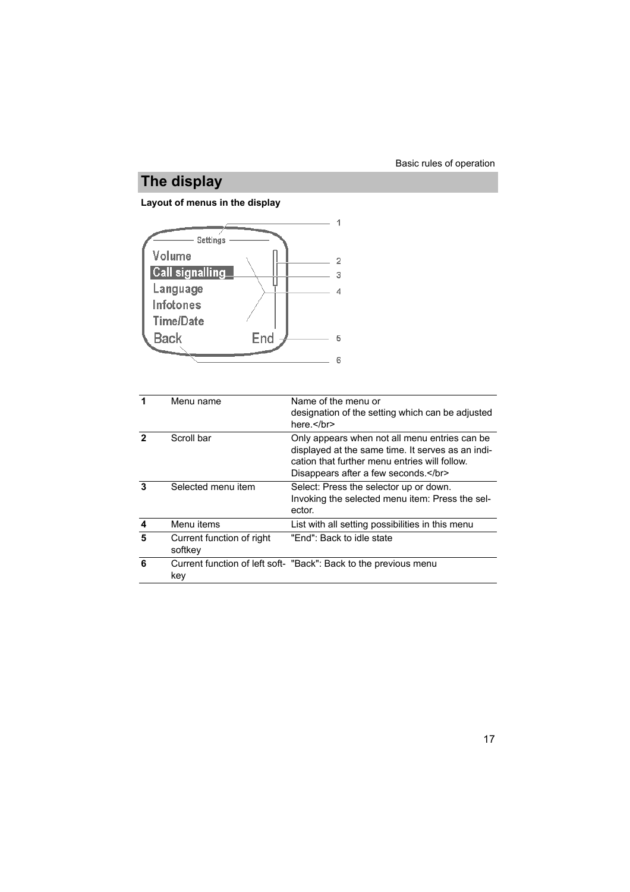## The display

**Layout of menus in the display**

| | | |
|---|---|---|
| **1** | Menu name | Name of the menu or designation of the setting which can be adjusted here.</br> |
| **2** | Scroll bar | Only appears when not all menu entries can be displayed at the same time. It serves as an indication that further menu entries will follow. Disappears after a few seconds.</br> |
| **3** | Selected menu item | Select: Press the selector up or down. Invoking the selected menu item: Press the selector. |
| **4** | Menu items | List with all setting possibilities in this menu |
| **5** | Current function of right softkey | "End": Back to idle state |
| **6** | Current function of left softkey | "Back": Back to the previous menu |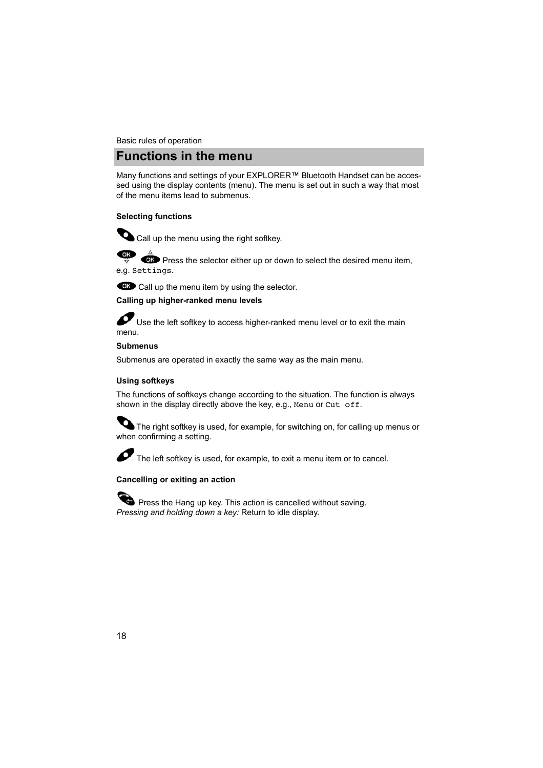Basic rules of operation

# Functions in the menu

Many functions and settings of your EXPLORER™ Bluetooth Handset can be accessed using the display contents (menu). The menu is set out in such a way that most of the menu items lead to submenus.

**Selecting functions**

Call up the menu using the right softkey.

Press the selector either up or down to select the desired menu item, e.g. `Settings`.

Call up the menu item by using the selector.

**Calling up higher-ranked menu levels**

Use the left softkey to access higher-ranked menu level or to exit the main menu.

**Submenus**

Submenus are operated in exactly the same way as the main menu.

**Using softkeys**

The functions of softkeys change according to the situation. The function is always shown in the display directly above the key, e.g., `Menu` or `Cut off`.

The right softkey is used, for example, for switching on, for calling up menus or when confirming a setting.

The left softkey is used, for example, to exit a menu item or to cancel.

**Cancelling or exiting an action**

Press the Hang up key. This action is cancelled without saving.
*Pressing and holding down a key:* Return to idle display.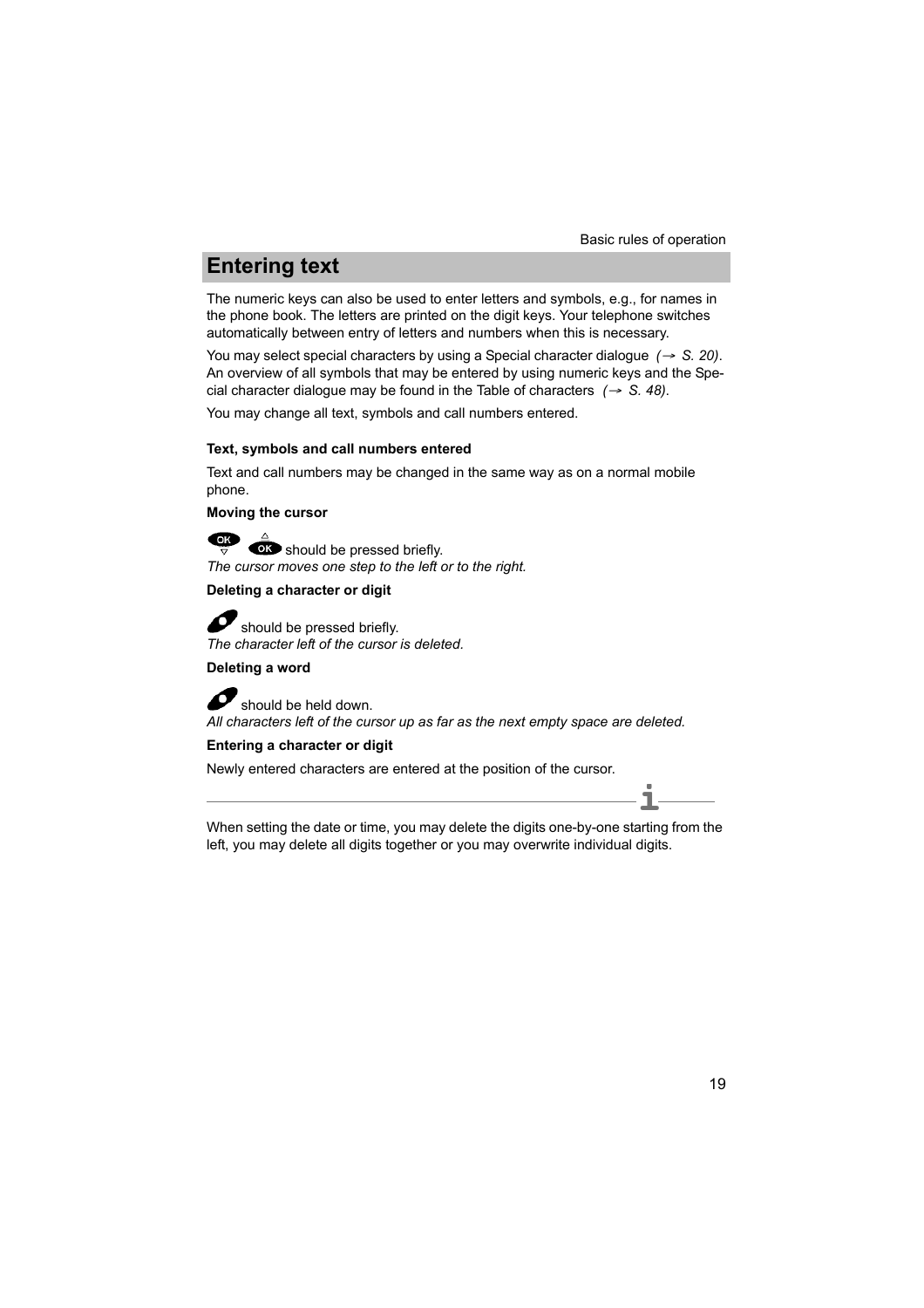# Entering text

The numeric keys can also be used to enter letters and symbols, e.g., for names in the phone book. The letters are printed on the digit keys. Your telephone switches automatically between entry of letters and numbers when this is necessary.

You may select special characters by using a Special character dialogue *(→ S. 20)*. An overview of all symbols that may be entered by using numeric keys and the Special character dialogue may be found in the Table of characters *(→ S. 48)*.

You may change all text, symbols and call numbers entered.

**Text, symbols and call numbers entered**

Text and call numbers may be changed in the same way as on a normal mobile phone.

**Moving the cursor**

should be pressed briefly.
*The cursor moves one step to the left or to the right.*

**Deleting a character or digit**

should be pressed briefly.
*The character left of the cursor is deleted.*

**Deleting a word**

should be held down.
*All characters left of the cursor up as far as the next empty space are deleted.*

**Entering a character or digit**

Newly entered characters are entered at the position of the cursor.

---

When setting the date or time, you may delete the digits one-by-one starting from the left, you may delete all digits together or you may overwrite individual digits.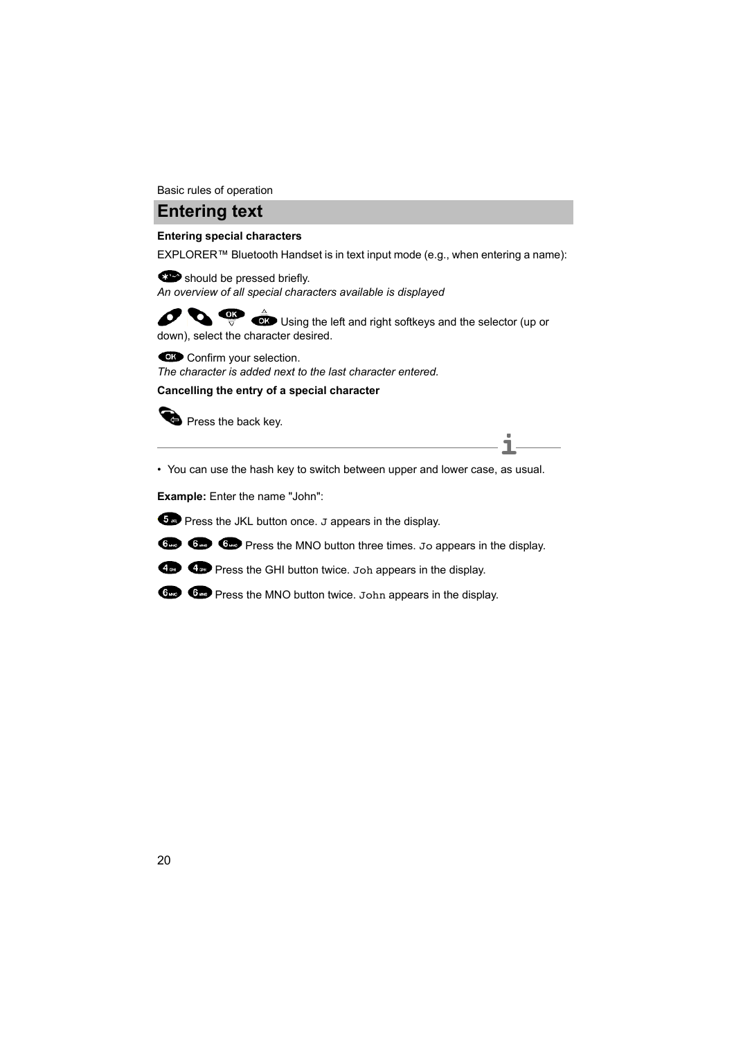Basic rules of operation

# Entering text

**Entering special characters**

EXPLORER™ Bluetooth Handset is in text input mode (e.g., when entering a name):

should be pressed briefly.
*An overview of all special characters available is displayed*

Using the left and right softkeys and the selector (up or down), select the character desired.

Confirm your selection.
*The character is added next to the last character entered.*

**Cancelling the entry of a special character**

Press the back key.

---

- You can use the hash key to switch between upper and lower case, as usual.

**Example:** Enter the name "John":

Press the JKL button once. `J` appears in the display.

Press the MNO button three times. `Jo` appears in the display.

Press the GHI button twice. `Joh` appears in the display.

Press the MNO button twice. `John` appears in the display.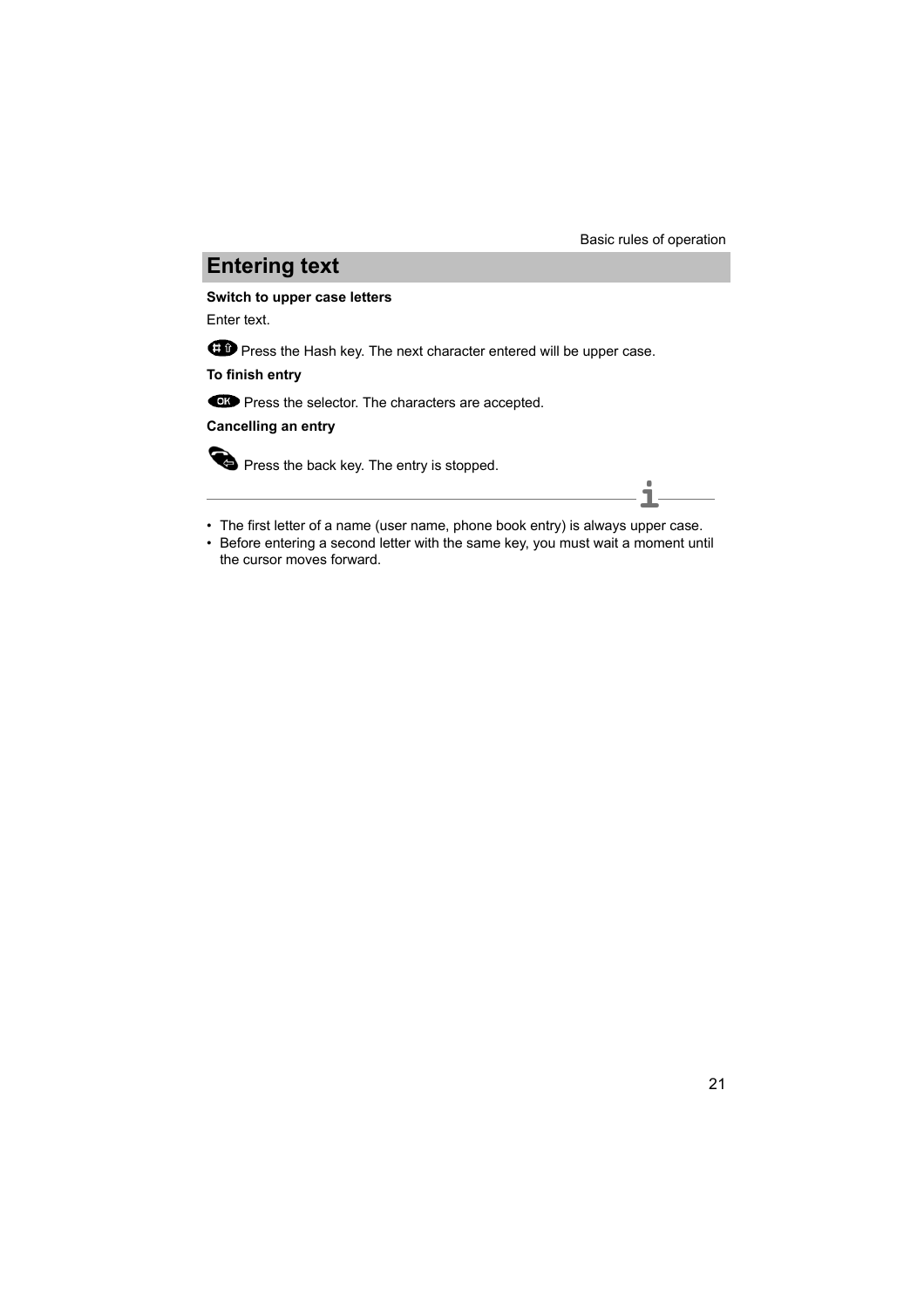## Entering text

**Switch to upper case letters**

Enter text.

Press the Hash key. The next character entered will be upper case.

**To finish entry**

Press the selector. The characters are accepted.

**Cancelling an entry**

Press the back key. The entry is stopped.

- The first letter of a name (user name, phone book entry) is always upper case.
- Before entering a second letter with the same key, you must wait a moment until the cursor moves forward.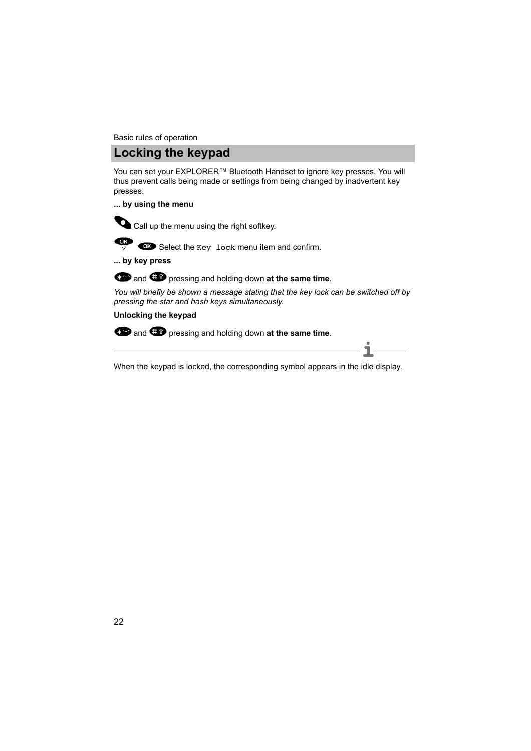## Locking the keypad

You can set your EXPLORER™ Bluetooth Handset to ignore key presses. You will thus prevent calls being made or settings from being changed by inadvertent key presses.

**... by using the menu**

Call up the menu using the right softkey.

Select the `Key lock` menu item and confirm.

**... by key press**

and pressing and holding down **at the same time**.

*You will briefly be shown a message stating that the key lock can be switched off by pressing the star and hash keys simultaneously.*

**Unlocking the keypad**

and pressing and holding down **at the same time**.

---

When the keypad is locked, the corresponding symbol appears in the idle display.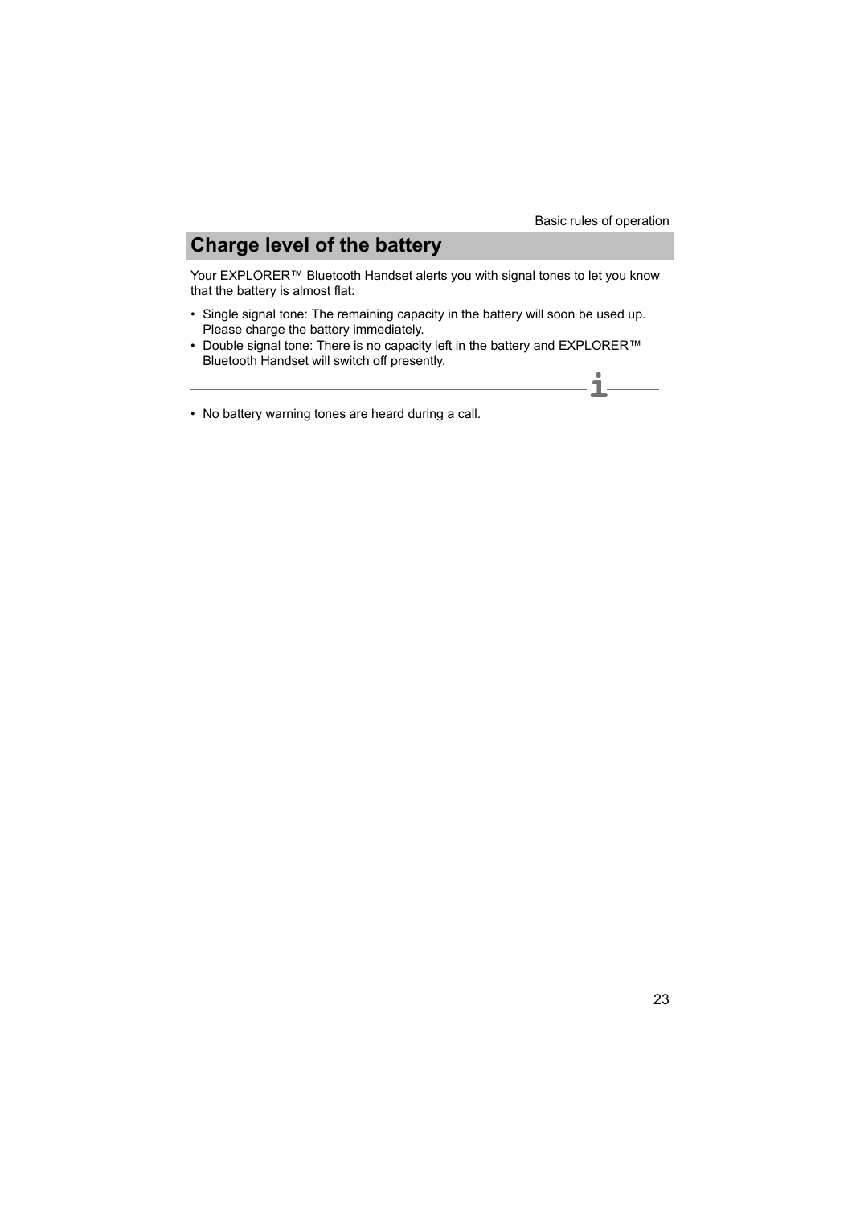## Charge level of the battery

Your EXPLORER™ Bluetooth Handset alerts you with signal tones to let you know that the battery is almost flat:

- Single signal tone: The remaining capacity in the battery will soon be used up. Please charge the battery immediately.
- Double signal tone: There is no capacity left in the battery and EXPLORER™ Bluetooth Handset will switch off presently.

---

- No battery warning tones are heard during a call.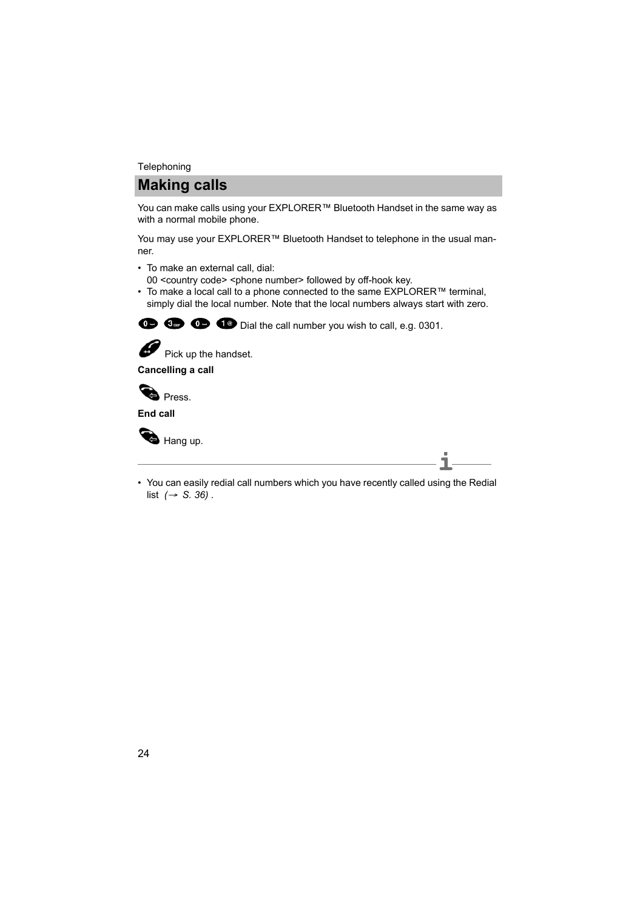Telephoning

## Making calls

You can make calls using your EXPLORER™ Bluetooth Handset in the same way as with a normal mobile phone.

You may use your EXPLORER™ Bluetooth Handset to telephone in the usual manner.

- To make an external call, dial:
  00 <country code> <phone number> followed by off-hook key.
- To make a local call to a phone connected to the same EXPLORER™ terminal, simply dial the local number. Note that the local numbers always start with zero.

0 3 0 1 Dial the call number you wish to call, e.g. 0301.

Pick up the handset.

**Cancelling a call**

Press.

**End call**

Hang up.

---

- You can easily redial call numbers which you have recently called using the Redial list *(→ S. 36)* .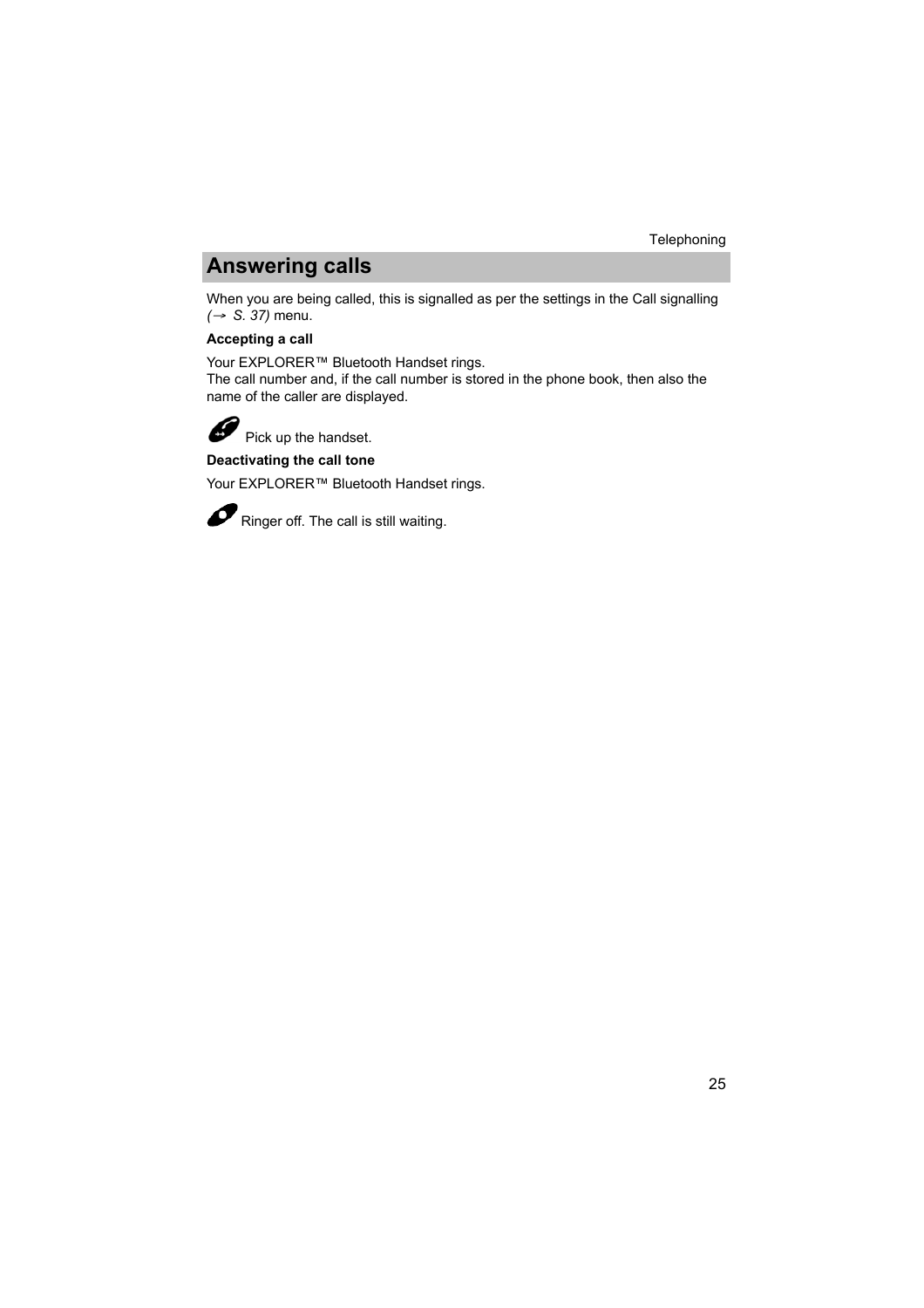## Answering calls

When you are being called, this is signalled as per the settings in the Call signalling *(→ S. 37)* menu.

**Accepting a call**

Your EXPLORER™ Bluetooth Handset rings.
The call number and, if the call number is stored in the phone book, then also the name of the caller are displayed.

Pick up the handset.

**Deactivating the call tone**

Your EXPLORER™ Bluetooth Handset rings.

Ringer off. The call is still waiting.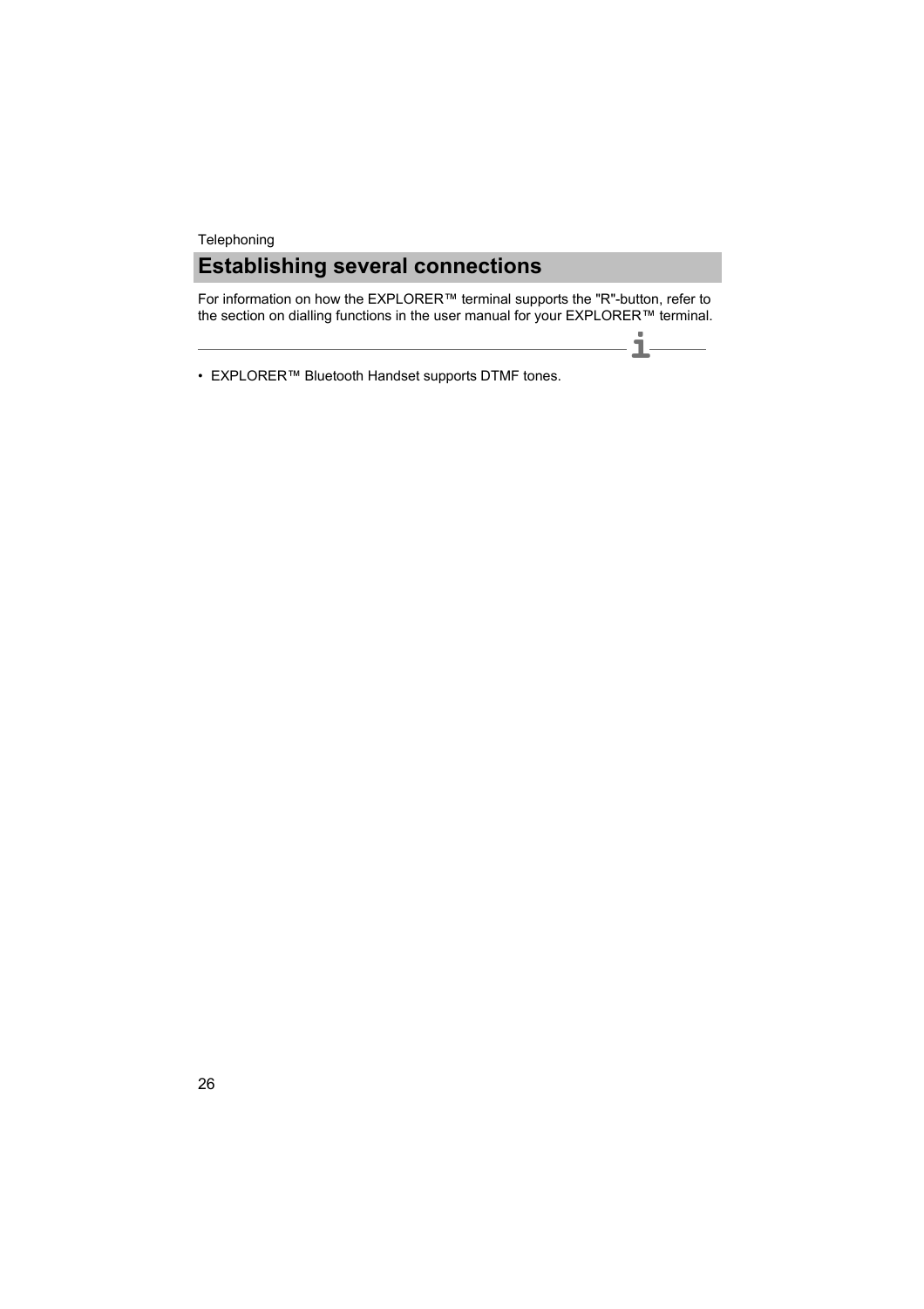## Establishing several connections

For information on how the EXPLORER™ terminal supports the "R"-button, refer to the section on dialling functions in the user manual for your EXPLORER™ terminal.

- EXPLORER™ Bluetooth Handset supports DTMF tones.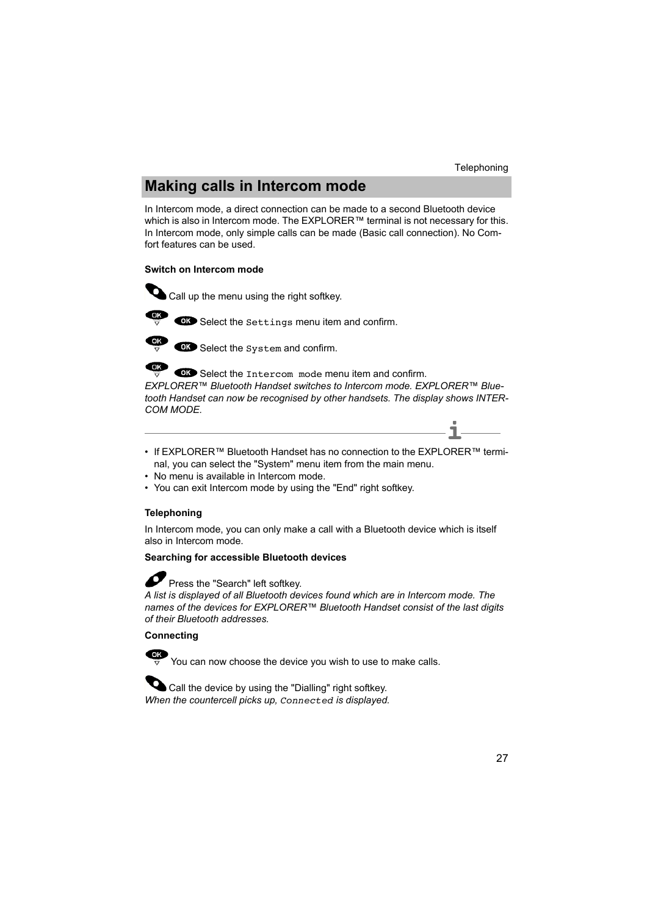# Making calls in Intercom mode

In Intercom mode, a direct connection can be made to a second Bluetooth device which is also in Intercom mode. The EXPLORER™ terminal is not necessary for this. In Intercom mode, only simple calls can be made (Basic call connection). No Comfort features can be used.

**Switch on Intercom mode**

Call up the menu using the right softkey.

Select the `Settings` menu item and confirm.

Select the `System` and confirm.

Select the `Intercom mode` menu item and confirm.
*EXPLORER™ Bluetooth Handset switches to Intercom mode. EXPLORER™ Bluetooth Handset can now be recognised by other handsets. The display shows INTERCOM MODE.*

---

- If EXPLORER™ Bluetooth Handset has no connection to the EXPLORER™ terminal, you can select the "System" menu item from the main menu.
- No menu is available in Intercom mode.
- You can exit Intercom mode by using the "End" right softkey.

**Telephoning**

In Intercom mode, you can only make a call with a Bluetooth device which is itself also in Intercom mode.

**Searching for accessible Bluetooth devices**

Press the "Search" left softkey.
*A list is displayed of all Bluetooth devices found which are in Intercom mode. The names of the devices for EXPLORER™ Bluetooth Handset consist of the last digits of their Bluetooth addresses.*

**Connecting**

You can now choose the device you wish to use to make calls.

Call the device by using the "Dialling" right softkey.
*When the countercell picks up, `Connected` is displayed.*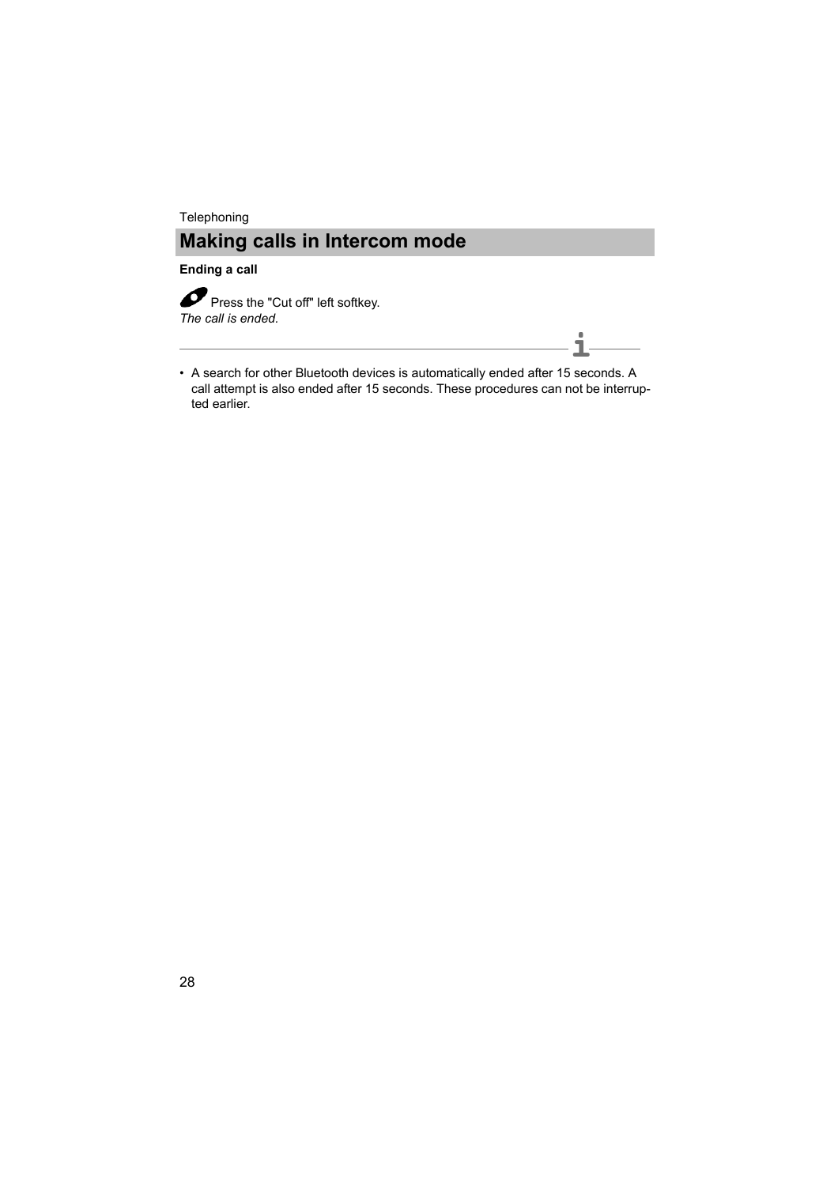## Making calls in Intercom mode

**Ending a call**

Press the "Cut off" left softkey.
*The call is ended.*

---

- A search for other Bluetooth devices is automatically ended after 15 seconds. A call attempt is also ended after 15 seconds. These procedures can not be interrupted earlier.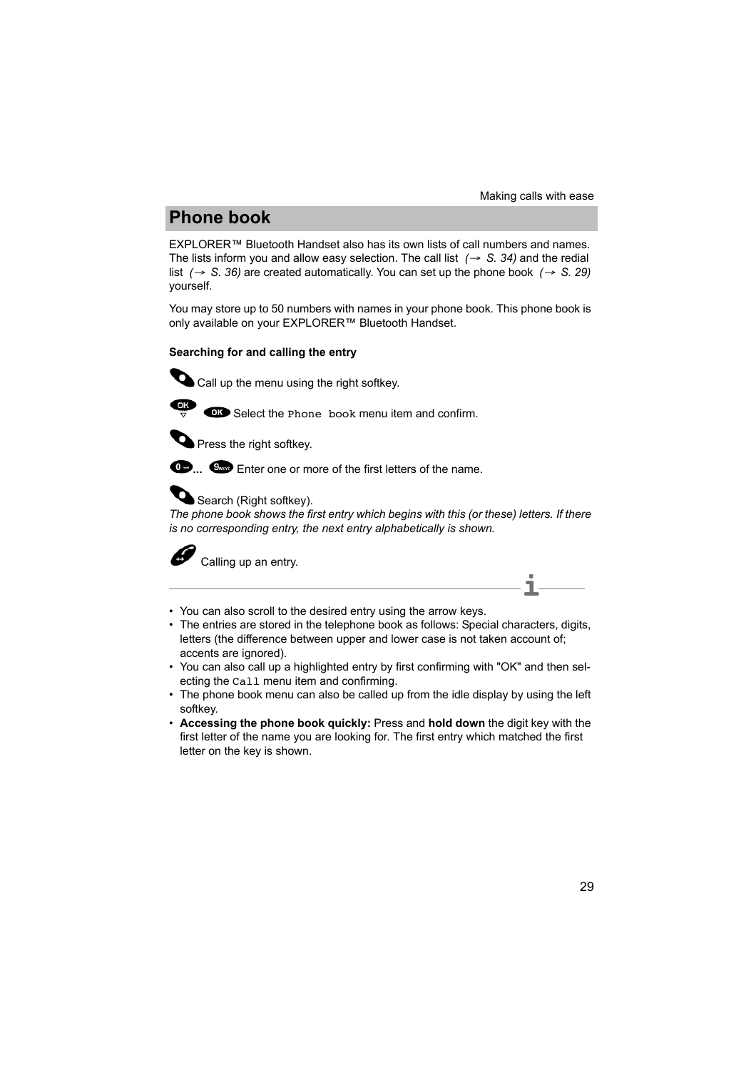## Phone book

EXPLORER™ Bluetooth Handset also has its own lists of call numbers and names. The lists inform you and allow easy selection. The call list *(→ S. 34)* and the redial list *(→ S. 36)* are created automatically. You can set up the phone book *(→ S. 29)* yourself.

You may store up to 50 numbers with names in your phone book. This phone book is only available on your EXPLORER™ Bluetooth Handset.

**Searching for and calling the entry**

Call up the menu using the right softkey.

Select the `Phone book` menu item and confirm.

Press the right softkey.

**...** Enter one or more of the first letters of the name.

Search (Right softkey).

*The phone book shows the first entry which begins with this (or these) letters. If there is no corresponding entry, the next entry alphabetically is shown.*

Calling up an entry.

- You can also scroll to the desired entry using the arrow keys.
- The entries are stored in the telephone book as follows: Special characters, digits, letters (the difference between upper and lower case is not taken account of; accents are ignored).
- You can also call up a highlighted entry by first confirming with "OK" and then selecting the `Call` menu item and confirming.
- The phone book menu can also be called up from the idle display by using the left softkey.
- **Accessing the phone book quickly:** Press and **hold down** the digit key with the first letter of the name you are looking for. The first entry which matched the first letter on the key is shown.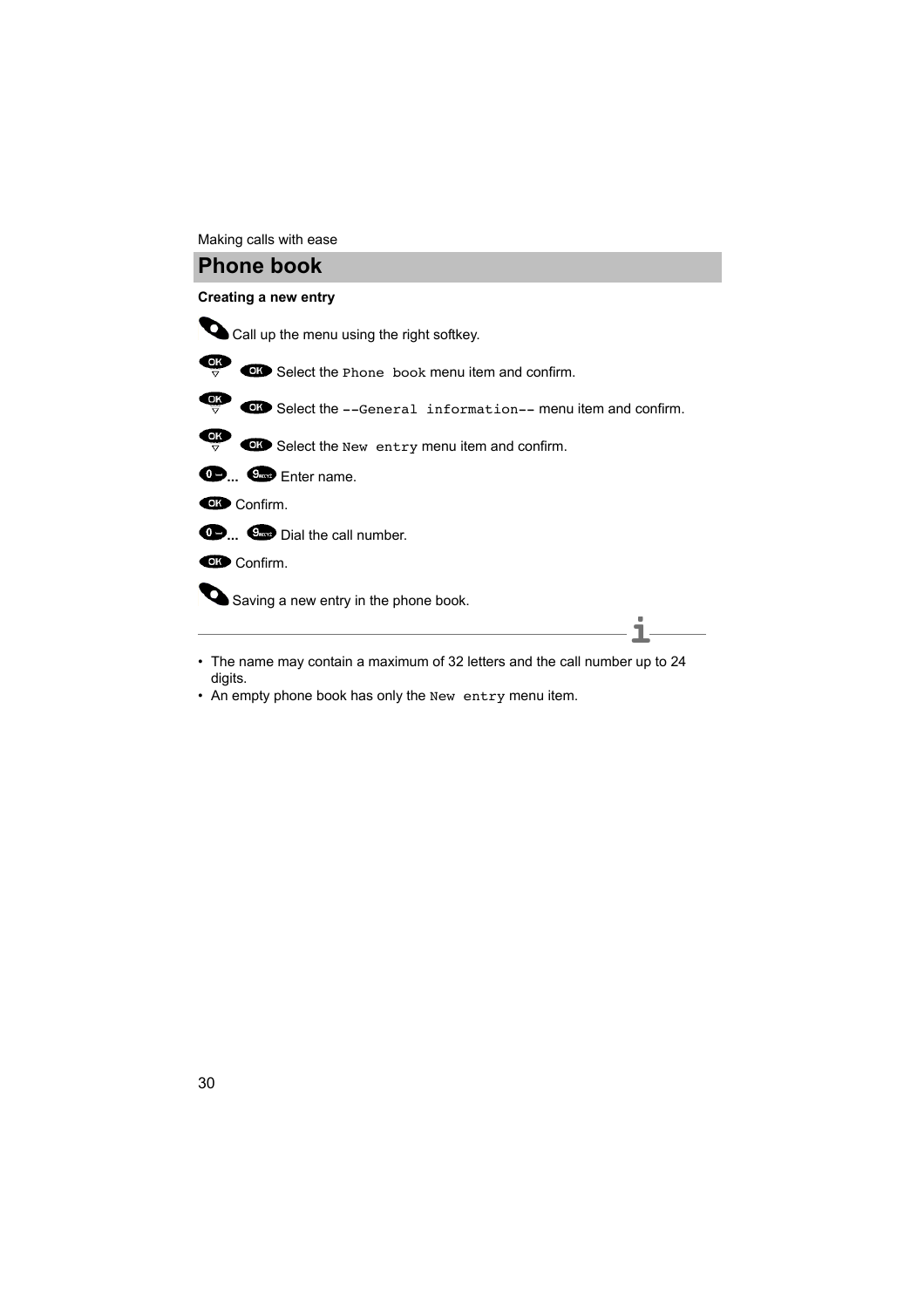Making calls with ease

# Phone book

**Creating a new entry**

Call up the menu using the right softkey.

OK ▽ OK Select the `Phone book` menu item and confirm.

OK ▽ OK Select the `--General information--` menu item and confirm.

OK ▽ OK Select the `New entry` menu item and confirm.

0 ... 9 Enter name.

OK Confirm.

0 ... 9 Dial the call number.

OK Confirm.

Saving a new entry in the phone book.

---

- The name may contain a maximum of 32 letters and the call number up to 24 digits.
- An empty phone book has only the `New entry` menu item.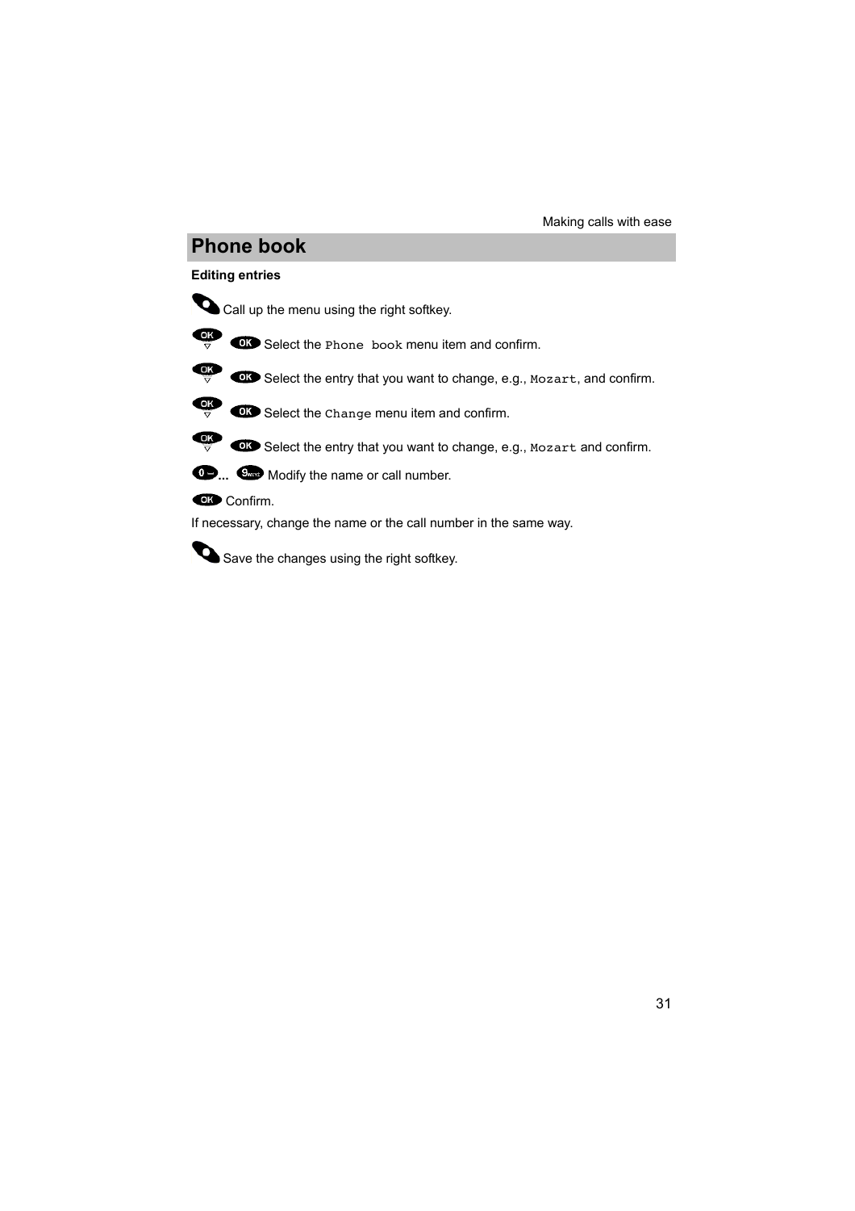## Phone book

**Editing entries**

Call up the menu using the right softkey.

Select the `Phone book` menu item and confirm.

Select the entry that you want to change, e.g., `Mozart`, and confirm.

Select the `Change` menu item and confirm.

Select the entry that you want to change, e.g., `Mozart` and confirm.

... Modify the name or call number.

Confirm.

If necessary, change the name or the call number in the same way.

Save the changes using the right softkey.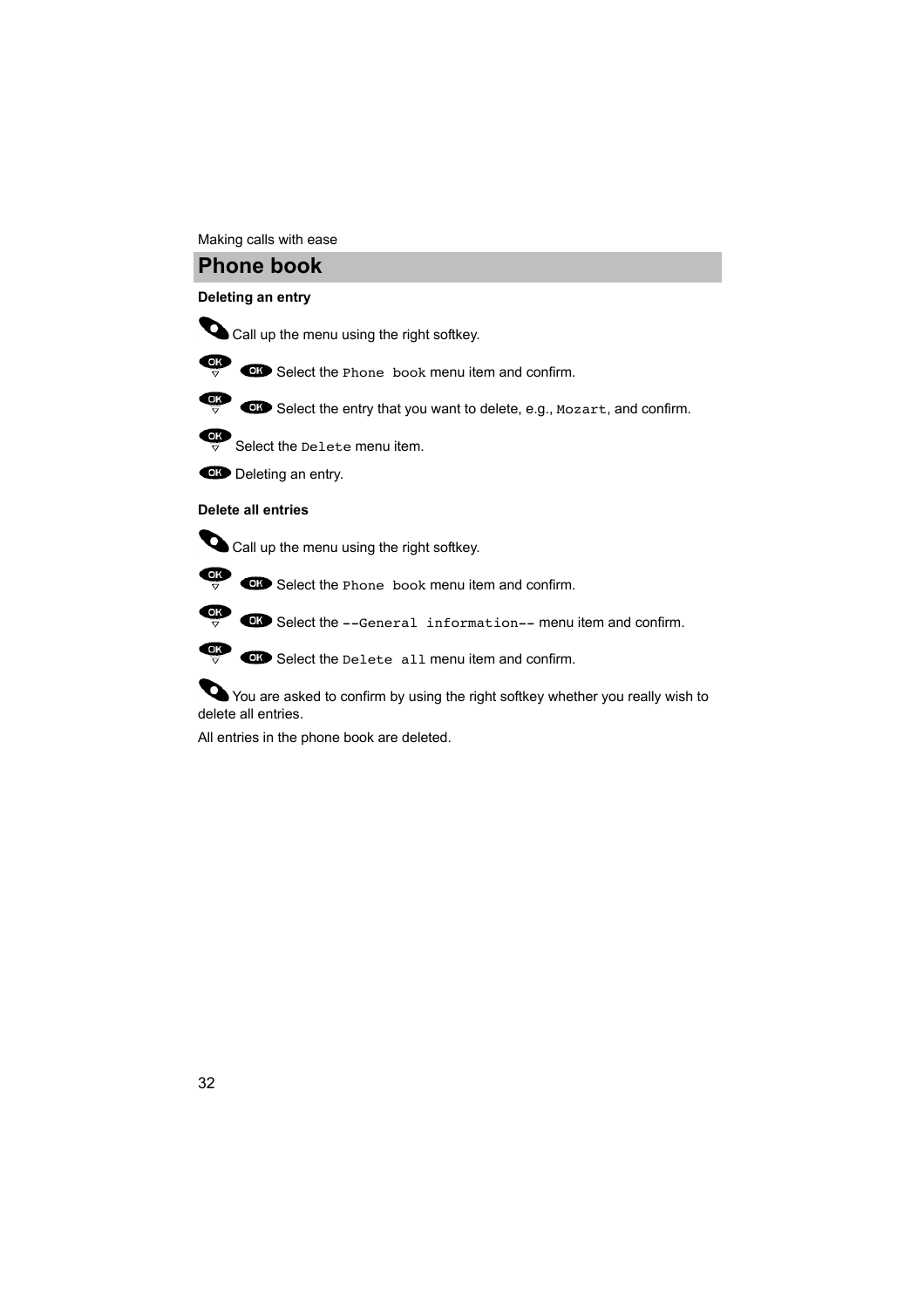## Phone book

**Deleting an entry**

Call up the menu using the right softkey.

Select the `Phone book` menu item and confirm.

Select the entry that you want to delete, e.g., `Mozart`, and confirm.

Select the `Delete` menu item.

Deleting an entry.

**Delete all entries**

Call up the menu using the right softkey.

Select the `Phone book` menu item and confirm.

Select the `--General information--` menu item and confirm.

Select the `Delete all` menu item and confirm.

You are asked to confirm by using the right softkey whether you really wish to delete all entries.

All entries in the phone book are deleted.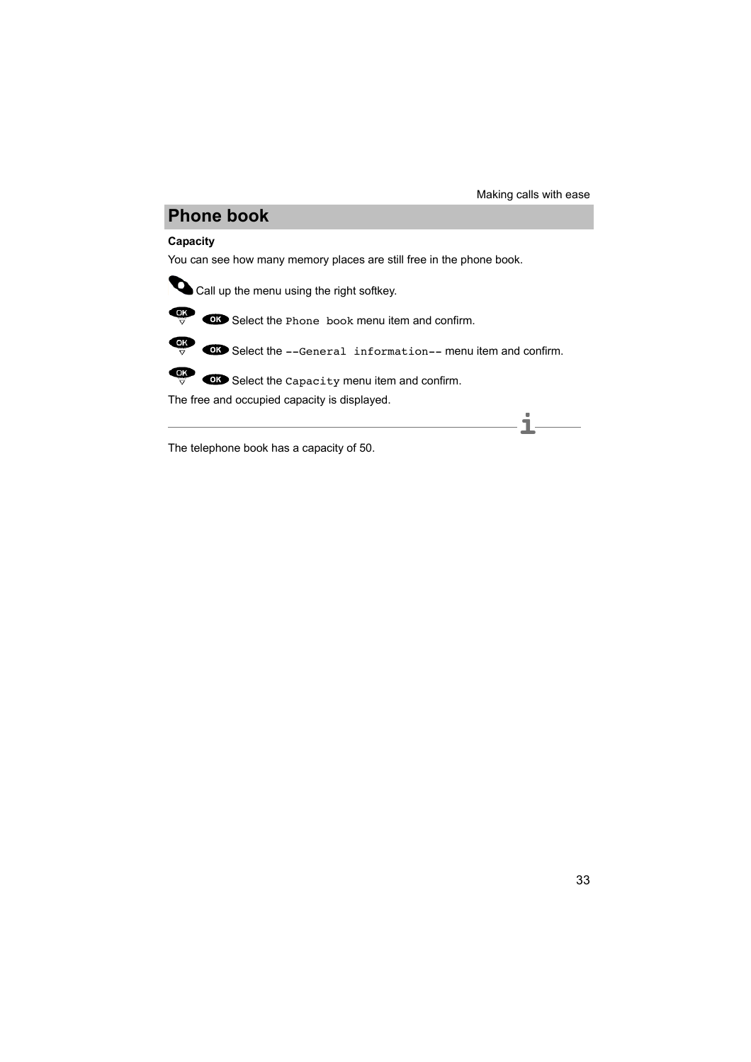## Phone book

**Capacity**

You can see how many memory places are still free in the phone book.

Call up the menu using the right softkey.

Select the `Phone book` menu item and confirm.

Select the `--General information--` menu item and confirm.

Select the `Capacity` menu item and confirm.

The free and occupied capacity is displayed.

---

The telephone book has a capacity of 50.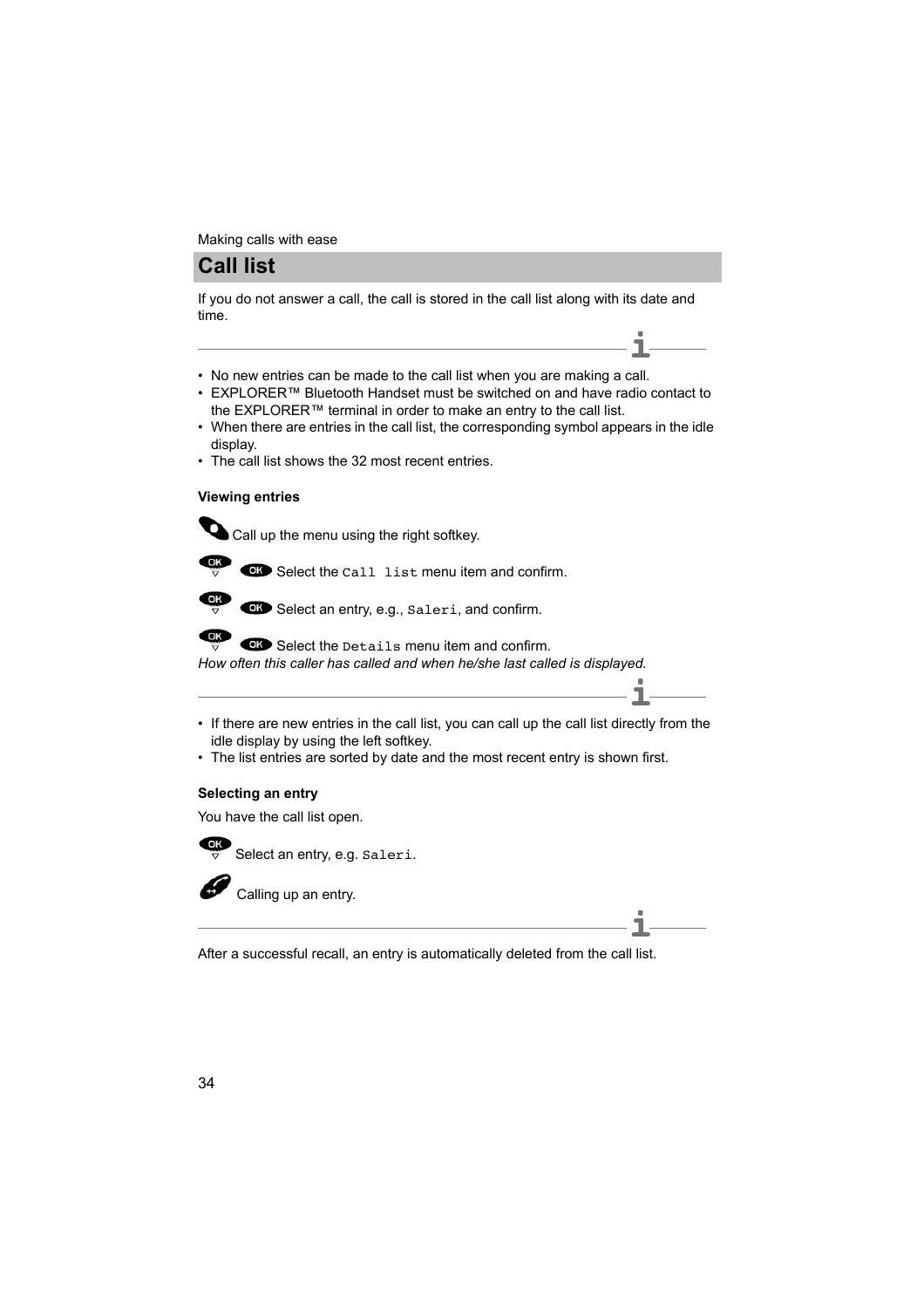Making calls with ease

## Call list

If you do not answer a call, the call is stored in the call list along with its date and time.

- No new entries can be made to the call list when you are making a call.
- EXPLORER™ Bluetooth Handset must be switched on and have radio contact to the EXPLORER™ terminal in order to make an entry to the call list.
- When there are entries in the call list, the corresponding symbol appears in the idle display.
- The call list shows the 32 most recent entries.

**Viewing entries**

Call up the menu using the right softkey.

Select the `Call list` menu item and confirm.

Select an entry, e.g., `Saleri`, and confirm.

Select the `Details` menu item and confirm.

*How often this caller has called and when he/she last called is displayed.*

- If there are new entries in the call list, you can call up the call list directly from the idle display by using the left softkey.
- The list entries are sorted by date and the most recent entry is shown first.

**Selecting an entry**

You have the call list open.

Select an entry, e.g. `Saleri`.

Calling up an entry.

After a successful recall, an entry is automatically deleted from the call list.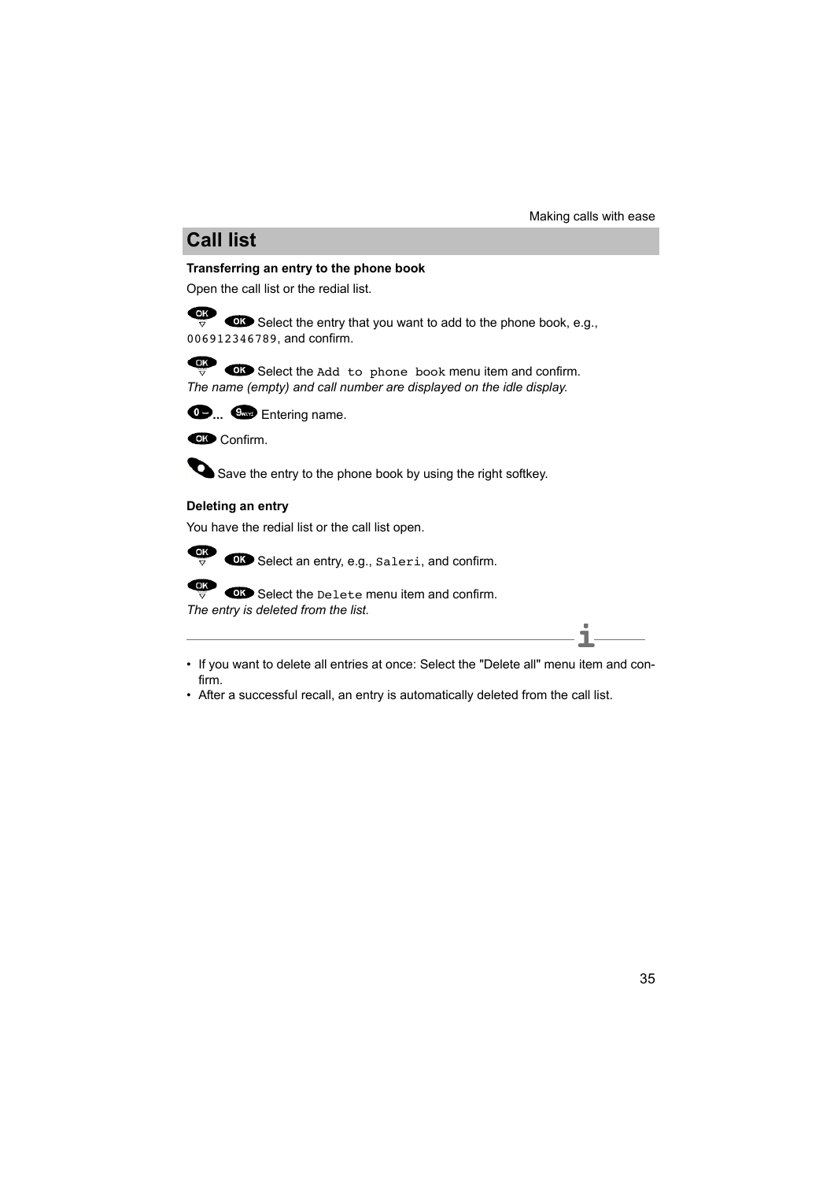# Call list

### Transferring an entry to the phone book

Open the call list or the redial list.

Select the entry that you want to add to the phone book, e.g., `006912346789`, and confirm.

Select the `Add to phone book` menu item and confirm.
*The name (empty) and call number are displayed on the idle display.*

... Entering name.

Confirm.

Save the entry to the phone book by using the right softkey.

### Deleting an entry

You have the redial list or the call list open.

Select an entry, e.g., `Saleri`, and confirm.

Select the `Delete` menu item and confirm.
*The entry is deleted from the list.*

- If you want to delete all entries at once: Select the "Delete all" menu item and confirm.
- After a successful recall, an entry is automatically deleted from the call list.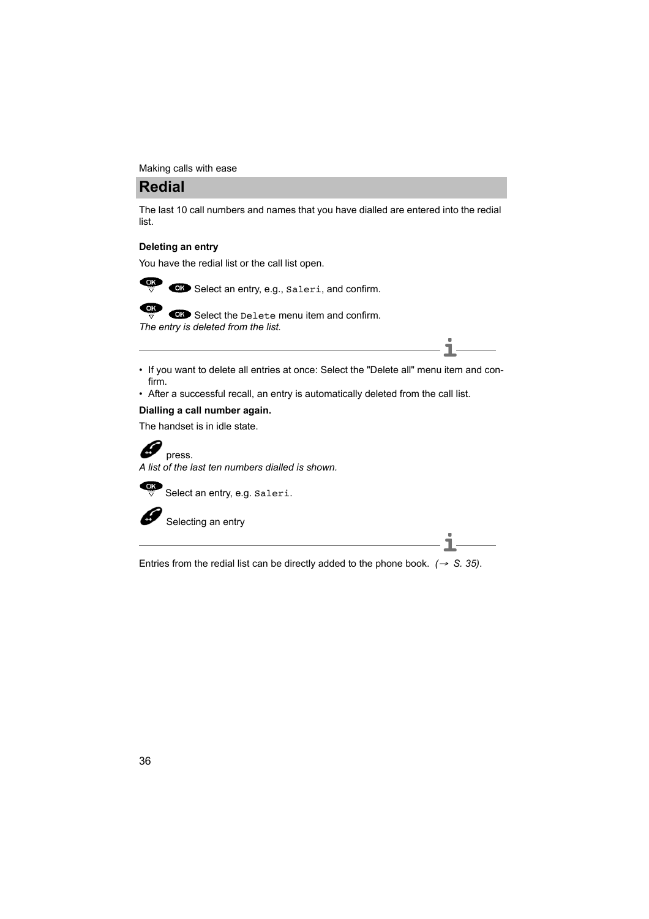Making calls with ease

## Redial

The last 10 call numbers and names that you have dialled are entered into the redial list.

**Deleting an entry**

You have the redial list or the call list open.

Select an entry, e.g., `Saleri`, and confirm.

Select the `Delete` menu item and confirm.
*The entry is deleted from the list.*

- If you want to delete all entries at once: Select the "Delete all" menu item and confirm.
- After a successful recall, an entry is automatically deleted from the call list.

**Dialling a call number again.**

The handset is in idle state.

press.
*A list of the last ten numbers dialled is shown.*

Select an entry, e.g. `Saleri`.

Selecting an entry

Entries from the redial list can be directly added to the phone book. *(→ S. 35)*.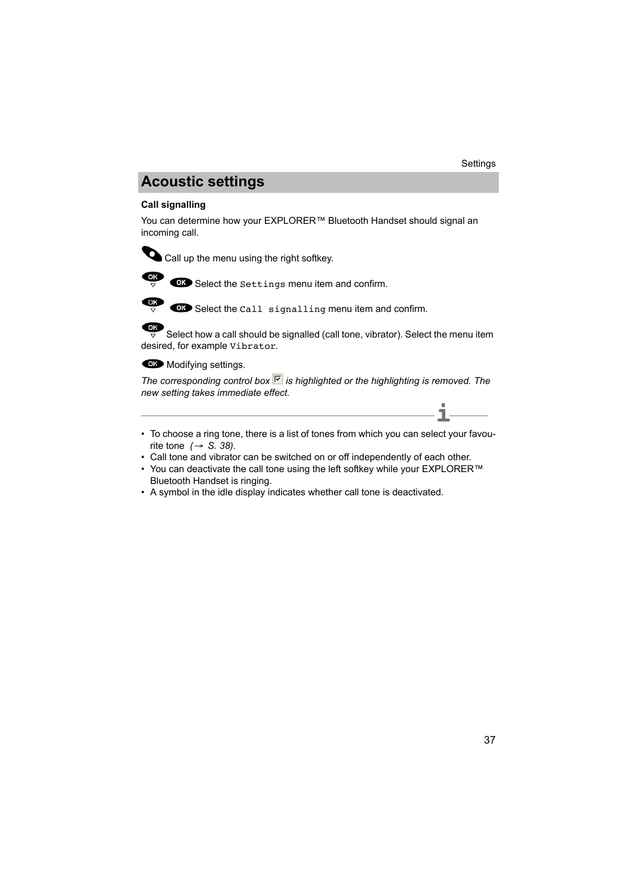## Acoustic settings

**Call signalling**

You can determine how your EXPLORER™ Bluetooth Handset should signal an incoming call.

Call up the menu using the right softkey.

Select the `Settings` menu item and confirm.

Select the `Call signalling` menu item and confirm.

Select how a call should be signalled (call tone, vibrator). Select the menu item desired, for example `Vibrator`.

Modifying settings.

*The corresponding control box is highlighted or the highlighting is removed. The new setting takes immediate effect.*

---

- To choose a ring tone, there is a list of tones from which you can select your favourite tone *(→ S. 38)*.
- Call tone and vibrator can be switched on or off independently of each other.
- You can deactivate the call tone using the left softkey while your EXPLORER™ Bluetooth Handset is ringing.
- A symbol in the idle display indicates whether call tone is deactivated.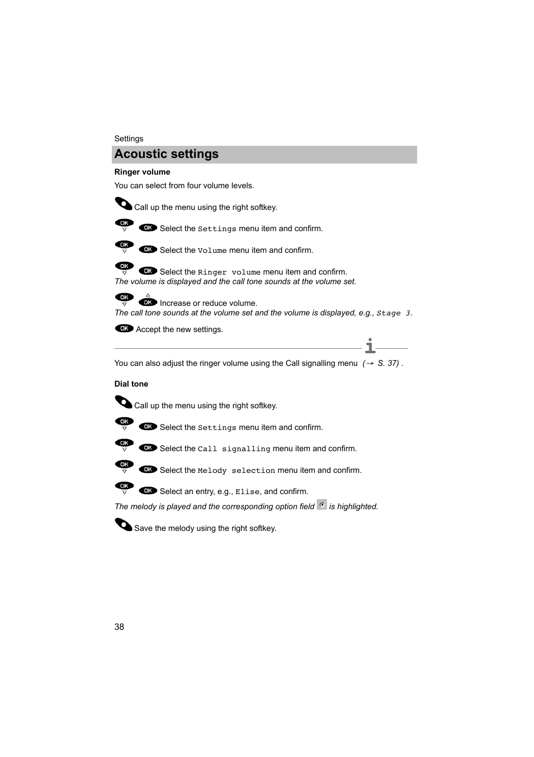# Acoustic settings

**Ringer volume**

You can select from four volume levels.

Call up the menu using the right softkey.

Select the `Settings` menu item and confirm.

Select the `Volume` menu item and confirm.

Select the `Ringer volume` menu item and confirm.
*The volume is displayed and the call tone sounds at the volume set.*

Increase or reduce volume.
*The call tone sounds at the volume set and the volume is displayed, e.g.,* `Stage 3`*.*

Accept the new settings.

---

You can also adjust the ringer volume using the Call signalling menu *(→ S. 37)* .

**Dial tone**

Call up the menu using the right softkey.

Select the `Settings` menu item and confirm.

Select the `Call signalling` menu item and confirm.

Select the `Melody selection` menu item and confirm.

Select an entry, e.g., `Elise`, and confirm.

*The melody is played and the corresponding option field is highlighted.*

Save the melody using the right softkey.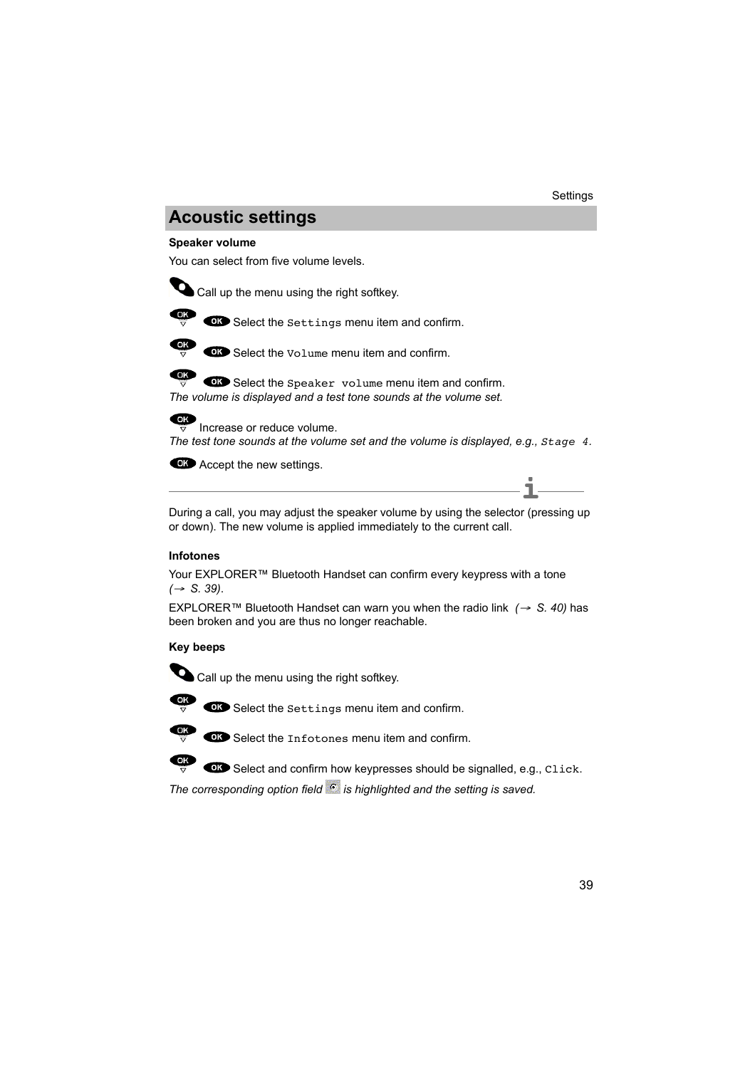# Acoustic settings

**Speaker volume**

You can select from five volume levels.

Call up the menu using the right softkey.

Select the `Settings` menu item and confirm.

Select the `Volume` menu item and confirm.

Select the `Speaker volume` menu item and confirm.
*The volume is displayed and a test tone sounds at the volume set.*

Increase or reduce volume.
*The test tone sounds at the volume set and the volume is displayed, e.g.,* `Stage 4`.

Accept the new settings.

---

During a call, you may adjust the speaker volume by using the selector (pressing up or down). The new volume is applied immediately to the current call.

**Infotones**

Your EXPLORER™ Bluetooth Handset can confirm every keypress with a tone *(→ S. 39)*.

EXPLORER™ Bluetooth Handset can warn you when the radio link *(→ S. 40)* has been broken and you are thus no longer reachable.

**Key beeps**

Call up the menu using the right softkey.

Select the `Settings` menu item and confirm.

Select the `Infotones` menu item and confirm.

Select and confirm how keypresses should be signalled, e.g., `Click`.

*The corresponding option field is highlighted and the setting is saved.*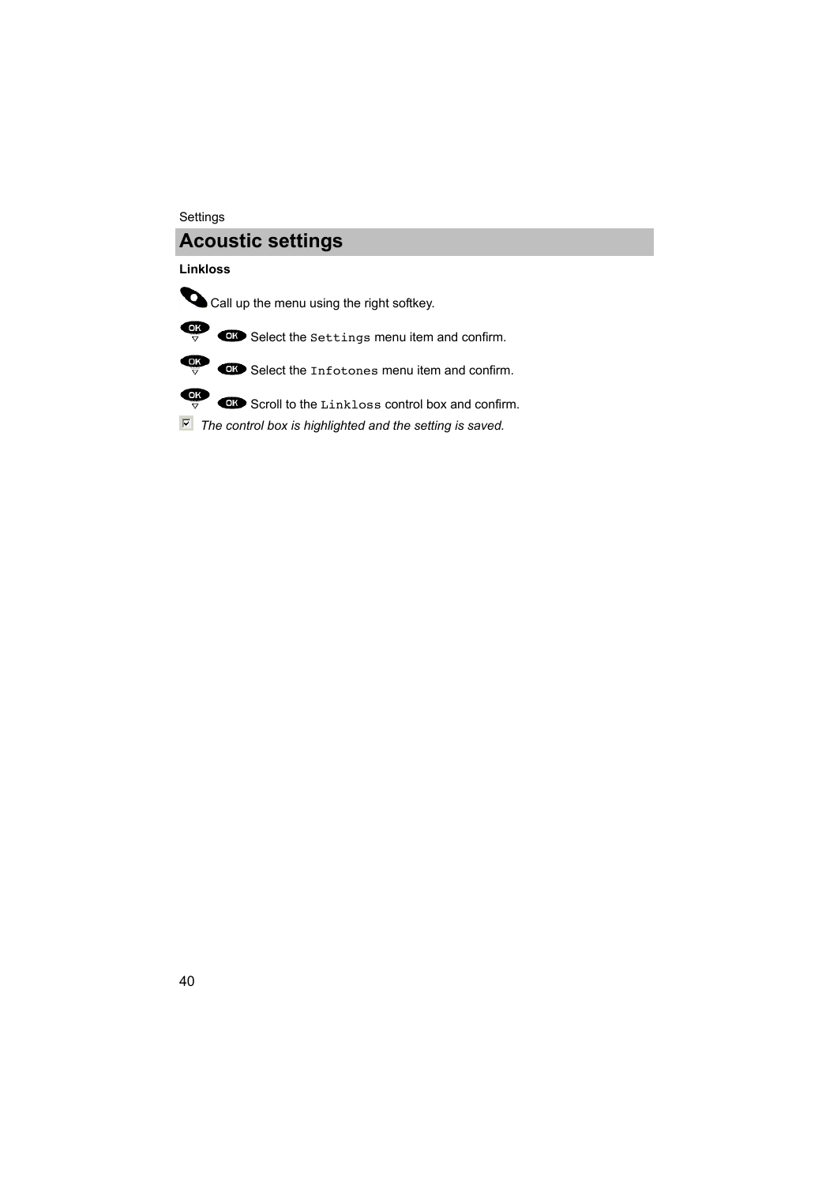## Acoustic settings

**Linkloss**

Call up the menu using the right softkey.

Select the `Settings` menu item and confirm.

Select the `Infotones` menu item and confirm.

Scroll to the `Linkloss` control box and confirm.

*The control box is highlighted and the setting is saved.*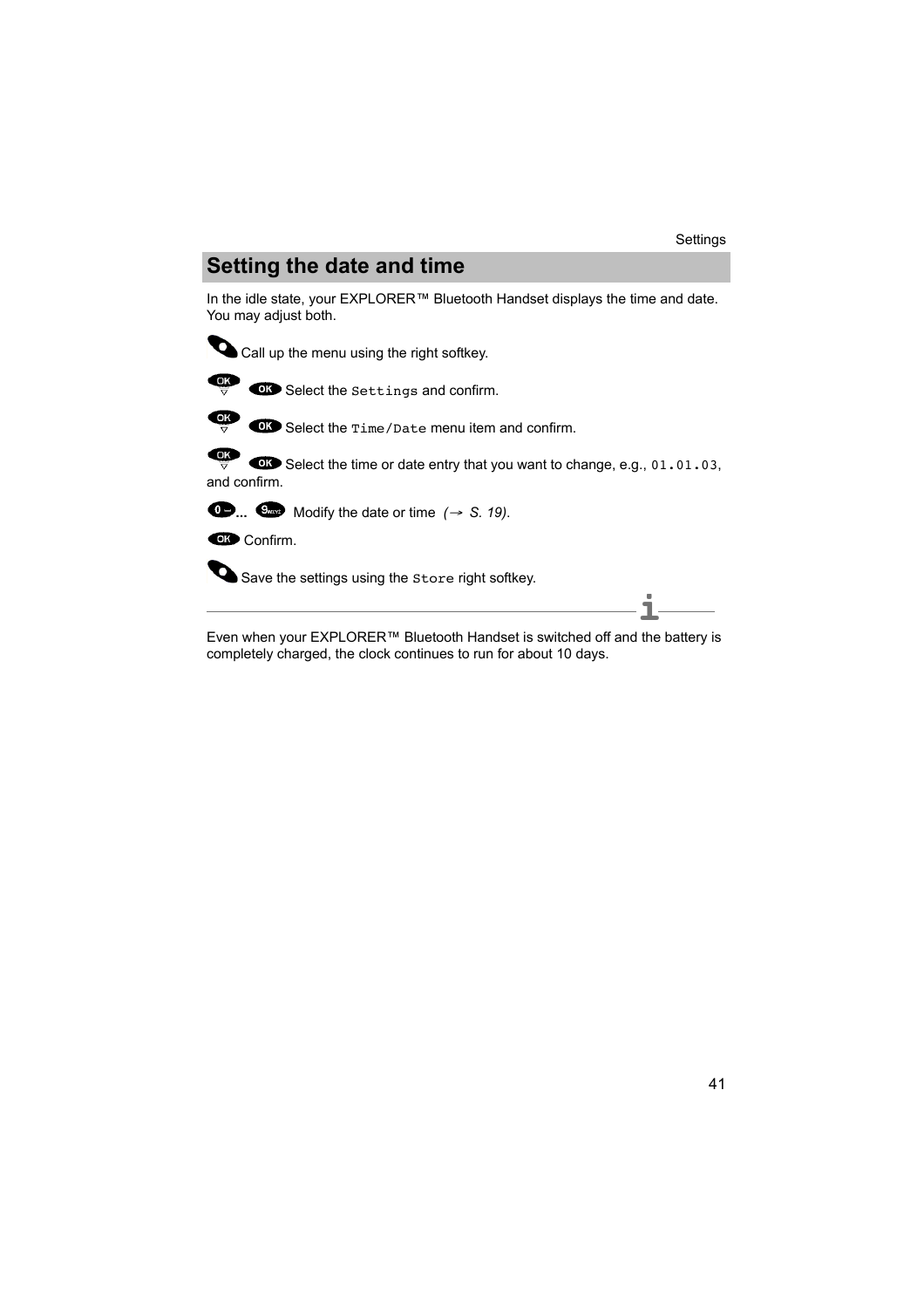## Setting the date and time

In the idle state, your EXPLORER™ Bluetooth Handset displays the time and date. You may adjust both.

Call up the menu using the right softkey.

Select the `Settings` and confirm.

Select the `Time/Date` menu item and confirm.

Select the time or date entry that you want to change, e.g., `01.01.03`, and confirm.

... Modify the date or time *(→ S. 19)*.

Confirm.

Save the settings using the `Store` right softkey.

---

Even when your EXPLORER™ Bluetooth Handset is switched off and the battery is completely charged, the clock continues to run for about 10 days.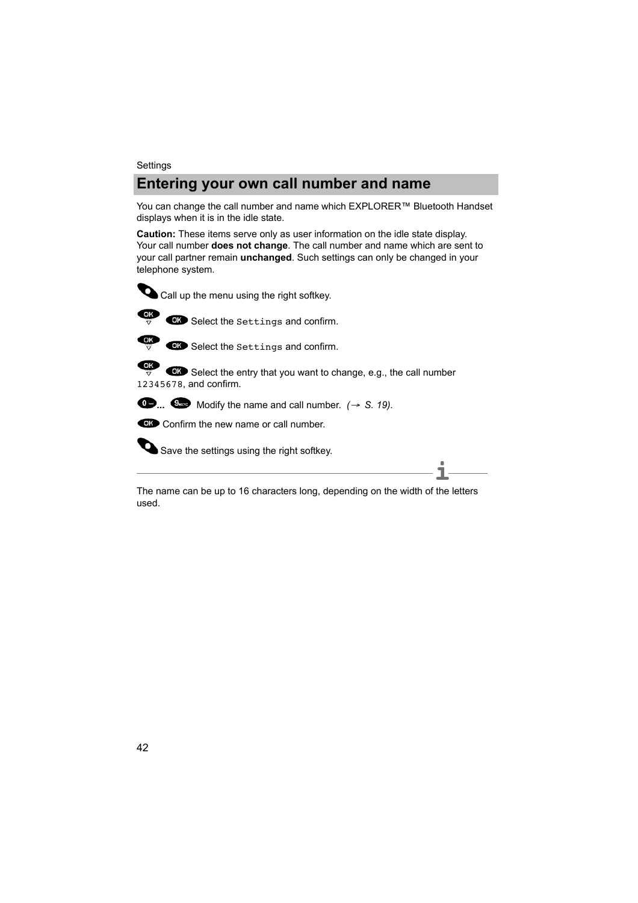Settings

# Entering your own call number and name

You can change the call number and name which EXPLORER™ Bluetooth Handset displays when it is in the idle state.

**Caution:** These items serve only as user information on the idle state display. Your call number **does not change**. The call number and name which are sent to your call partner remain **unchanged**. Such settings can only be changed in your telephone system.

Call up the menu using the right softkey.

Select the `Settings` and confirm.

Select the `Settings` and confirm.

Select the entry that you want to change, e.g., the call number `12345678`, and confirm.

0 ... 9 Modify the name and call number. *(→ S. 19)*.

OK Confirm the new name or call number.

Save the settings using the right softkey.

---

The name can be up to 16 characters long, depending on the width of the letters used.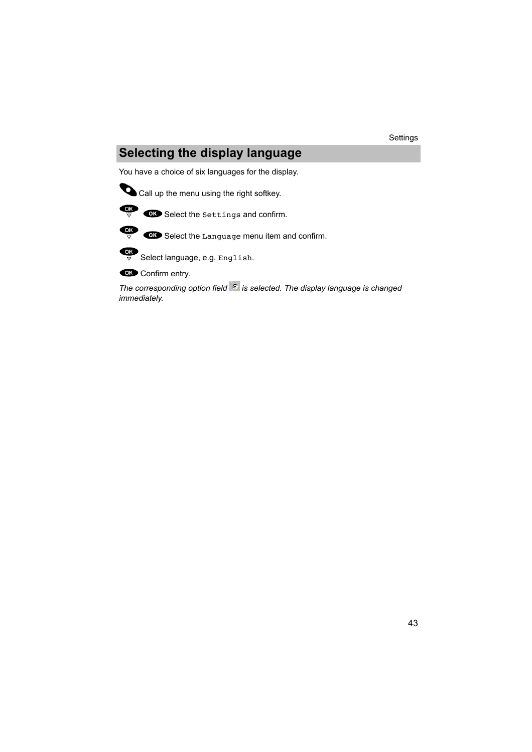## Selecting the display language

You have a choice of six languages for the display.

Call up the menu using the right softkey.

Select the `Settings` and confirm.

Select the `Language` menu item and confirm.

Select language, e.g. `English`.

Confirm entry.

*The corresponding option field is selected. The display language is changed immediately.*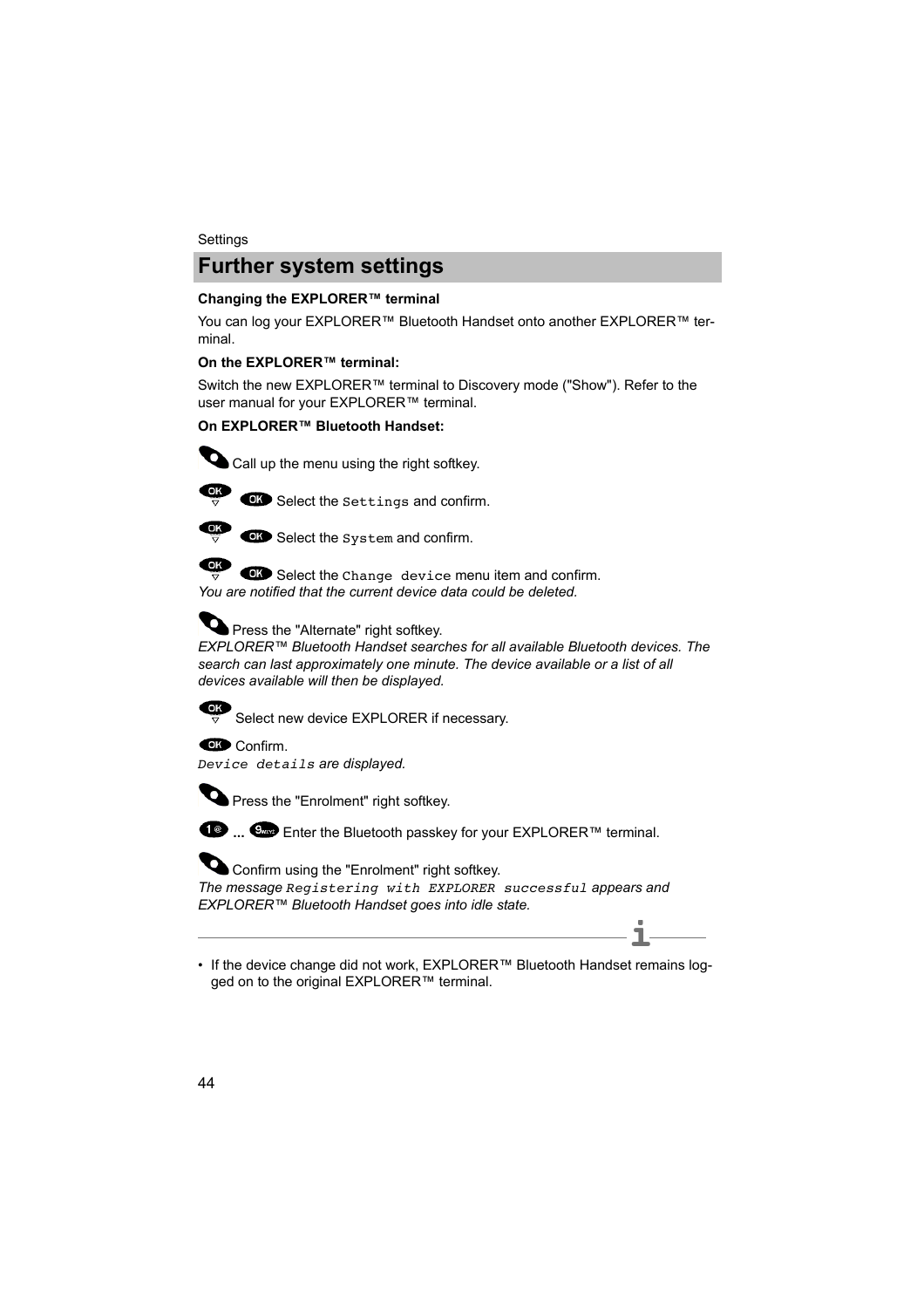## Further system settings

**Changing the EXPLORER™ terminal**

You can log your EXPLORER™ Bluetooth Handset onto another EXPLORER™ terminal.

**On the EXPLORER™ terminal:**

Switch the new EXPLORER™ terminal to Discovery mode ("Show"). Refer to the user manual for your EXPLORER™ terminal.

**On EXPLORER™ Bluetooth Handset:**

Call up the menu using the right softkey.

Select the `Settings` and confirm.

Select the `System` and confirm.

Select the `Change device` menu item and confirm.
*You are notified that the current device data could be deleted.*

Press the "Alternate" right softkey.
*EXPLORER™ Bluetooth Handset searches for all available Bluetooth devices. The search can last approximately one minute. The device available or a list of all devices available will then be displayed.*

Select new device EXPLORER if necessary.

Confirm.
*`Device details` are displayed.*

Press the "Enrolment" right softkey.

... Enter the Bluetooth passkey for your EXPLORER™ terminal.

Confirm using the "Enrolment" right softkey.
*The message `Registering with EXPLORER successful` appears and EXPLORER™ Bluetooth Handset goes into idle state.*

- If the device change did not work, EXPLORER™ Bluetooth Handset remains logged on to the original EXPLORER™ terminal.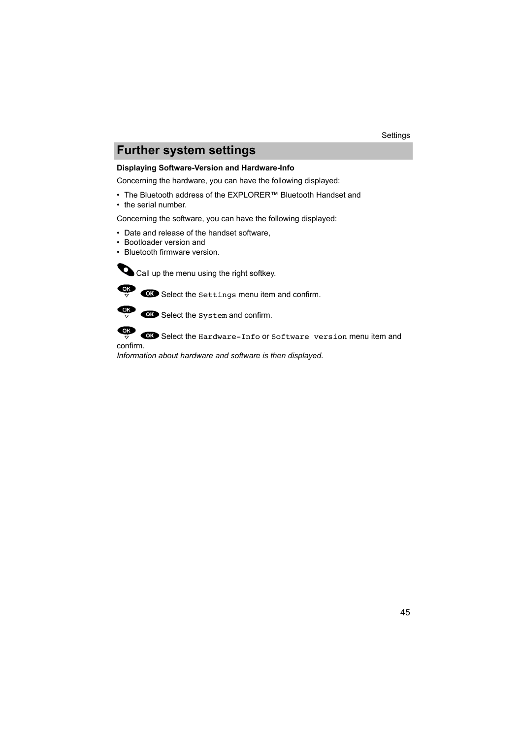# Further system settings

**Displaying Software-Version and Hardware-Info**

Concerning the hardware, you can have the following displayed:

- The Bluetooth address of the EXPLORER™ Bluetooth Handset and
- the serial number.

Concerning the software, you can have the following displayed:

- Date and release of the handset software,
- Bootloader version and
- Bluetooth firmware version.

Call up the menu using the right softkey.

Select the `Settings` menu item and confirm.

Select the `System` and confirm.

Select the `Hardware-Info` or `Software version` menu item and confirm.

*Information about hardware and software is then displayed.*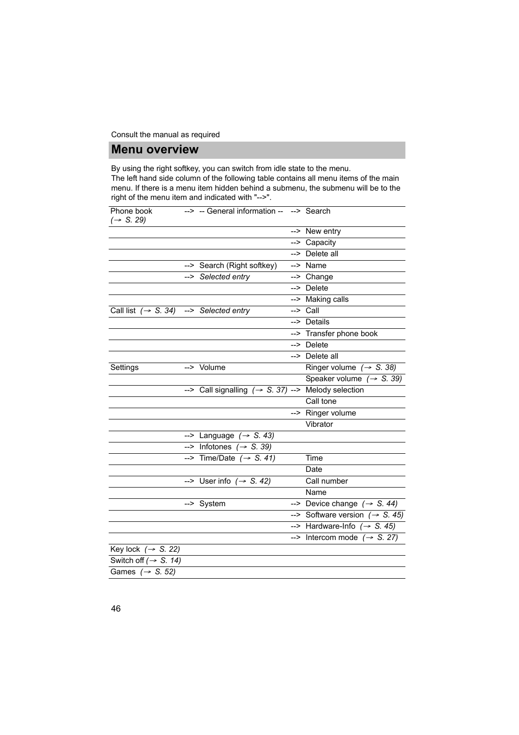Consult the manual as required

# Menu overview

By using the right softkey, you can switch from idle state to the menu.
The left hand side column of the following table contains all menu items of the main menu. If there is a menu item hidden behind a submenu, the submenu will be to the right of the menu item and indicated with "-->".

| | | | | |
|---|---|---|---|---|
| Phone book *(→ S. 29)* | --> | -- General information -- | --> | Search |
| | | | --> | New entry |
| | | | --> | Capacity |
| | | | --> | Delete all |
| | --> | Search (Right softkey) | --> | Name |
| | --> | *Selected entry* | --> | Change |
| | | | --> | Delete |
| | | | --> | Making calls |
| Call list *(→ S. 34)* | --> | *Selected entry* | --> | Call |
| | | | --> | Details |
| | | | --> | Transfer phone book |
| | | | --> | Delete |
| | | | --> | Delete all |
| Settings | --> | Volume | | Ringer volume *(→ S. 38)* |
| | | | | Speaker volume *(→ S. 39)* |
| | --> | Call signalling *(→ S. 37)* | --> | Melody selection |
| | | | | Call tone |
| | | | --> | Ringer volume |
| | | | | Vibrator |
| | --> | Language *(→ S. 43)* | | |
| | --> | Infotones *(→ S. 39)* | | |
| | --> | Time/Date *(→ S. 41)* | | Time |
| | | | | Date |
| | --> | User info *(→ S. 42)* | | Call number |
| | | | | Name |
| | --> | System | --> | Device change *(→ S. 44)* |
| | | | --> | Software version *(→ S. 45)* |
| | | | --> | Hardware-Info *(→ S. 45)* |
| | | | --> | Intercom mode *(→ S. 27)* |
| Key lock *(→ S. 22)* | | | | |
| Switch off *(→ S. 14)* | | | | |
| Games *(→ S. 52)* | | | | |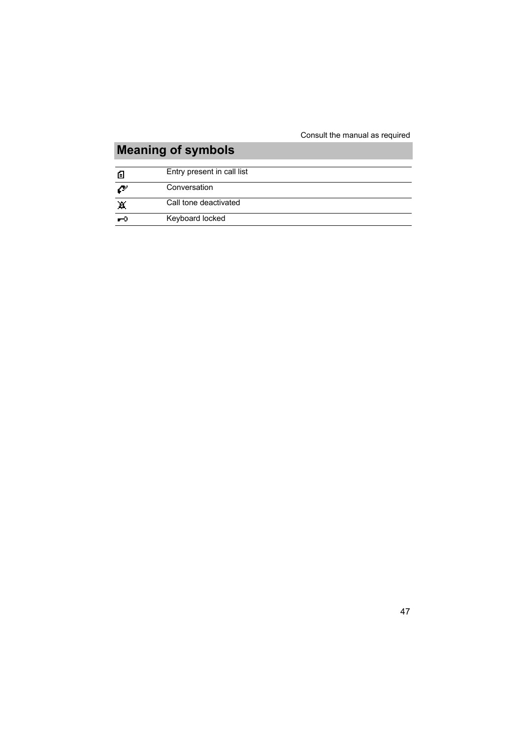## Meaning of symbols

| Symbol | Meaning |
|---|---|
| 🗐 | Entry present in call list |
| ☎ | Conversation |
| 🔕 | Call tone deactivated |
| ⊸ | Keyboard locked |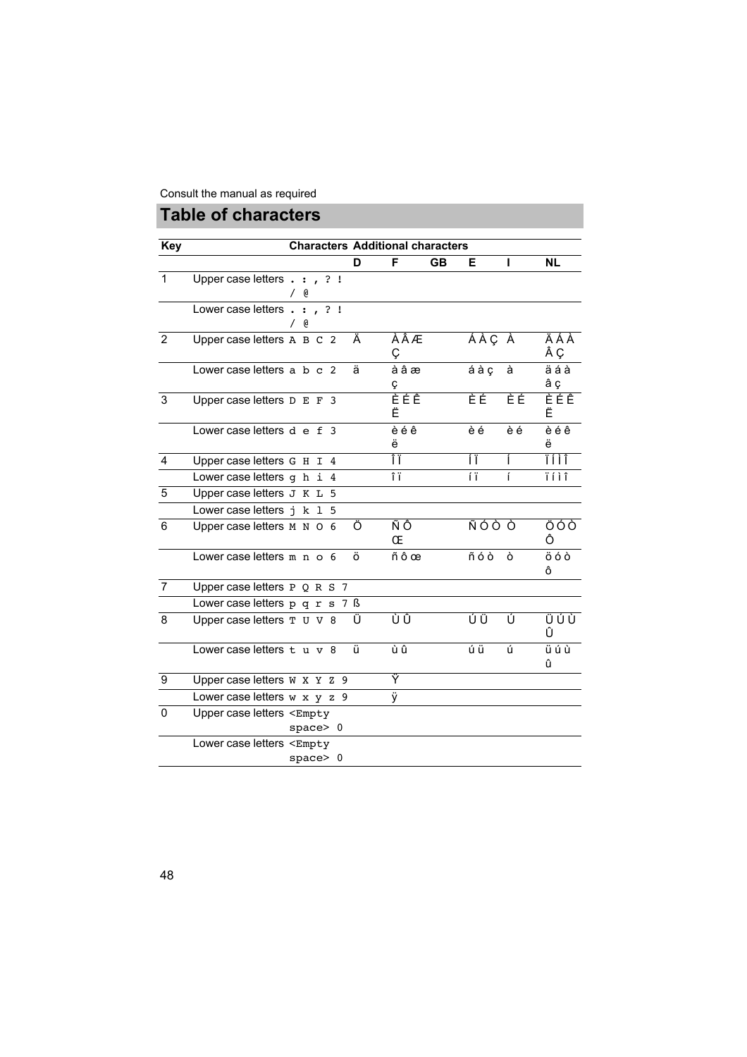Consult the manual as required

## Table of characters

| Key | | Characters | Additional characters | | | | | |
|---|---|---|---|---|---|---|---|---|
| | | | D | F | GB | E | I | NL |
| 1 | Upper case letters | . : , ? ! / @ | | | | | | |
| | Lower case letters | . : , ? ! / @ | | | | | | |
| 2 | Upper case letters | A B C 2 | Ä | À Â Æ Ç | | Á À Ç | À | Ä Á À Â Ç |
| | Lower case letters | a b c 2 | ä | à â æ ç | | á à ç | à | ä á à â ç |
| 3 | Upper case letters | D E F 3 | | È É Ê Ë | | È É | È É | È É Ê Ë |
| | Lower case letters | d e f 3 | | è é ê ë | | è é | è é | è é ê ë |
| 4 | Upper case letters | G H I 4 | | Î Ï | | Í Ï | Í | Ï Í Ì Î |
| | Lower case letters | g h i 4 | | î ï | | í ï | í | ï í ì î |
| 5 | Upper case letters | J K L 5 | | | | | | |
| | Lower case letters | j k l 5 | | | | | | |
| 6 | Upper case letters | M N O 6 | Ö | Ñ Ô Œ | | Ñ Ó Ò | Ò | Ö Ó Ò Ô |
| | Lower case letters | m n o 6 | ö | ñ ô œ | | ñ ó ò | ò | ö ó ò ô |
| 7 | Upper case letters | P Q R S 7 | | | | | | |
| | Lower case letters | p q r s 7 | ß | | | | | |
| 8 | Upper case letters | T U V 8 | Ü | Ù Û | | Ú Ü | Ú | Ü Ú Ù Û |
| | Lower case letters | t u v 8 | ü | ù û | | ú ü | ú | ü ú ù û |
| 9 | Upper case letters | W X Y Z 9 | | Ÿ | | | | |
| | Lower case letters | w x y z 9 | | ÿ | | | | |
| 0 | Upper case letters | <Empty space> 0 | | | | | | |
| | Lower case letters | <Empty space> 0 | | | | | | |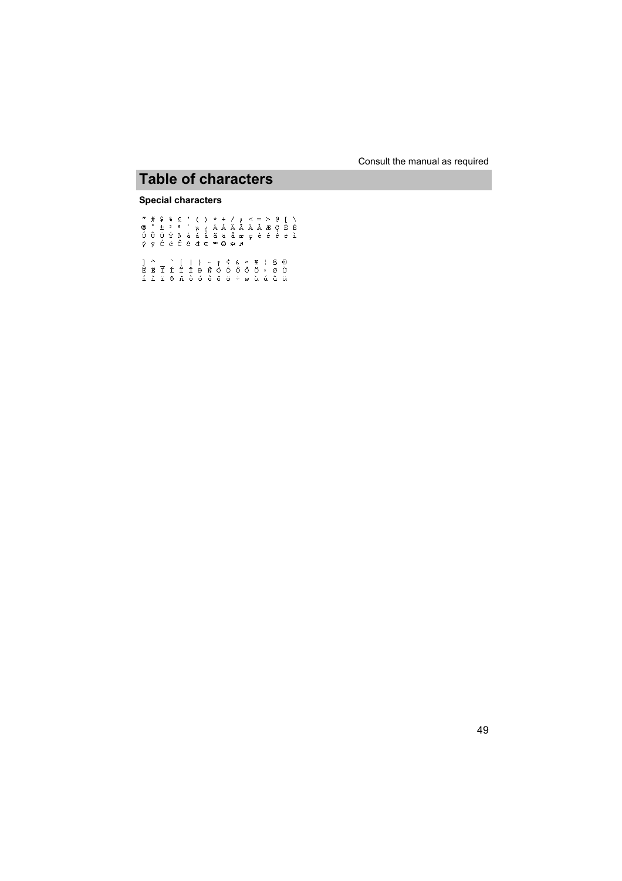# Table of characters

### Special characters

" # $ % & ' ( ) * + / ; < = > @ [ \
@ ° ± ² ³ ´ µ ¿ À Á Â Ã Ä Å Æ Ç È É
Ú Û Ü Ý Þ à á â ã ä å æ ç è é ê ë ì
ý ÿ Ć ć Ĉ ĉ đ € ™ ☺ ☼ ♫

] ^ _ ` { | } ~ ¡ ¢ £ ¤ ¥ ¦ § ©
Ê Ë Ì Í Î Ï Ð Ñ Ò Ó Ô Õ Ö × Ø Ù
í î ï ð ñ ò ó ô õ ö ÷ ø ù ú û ü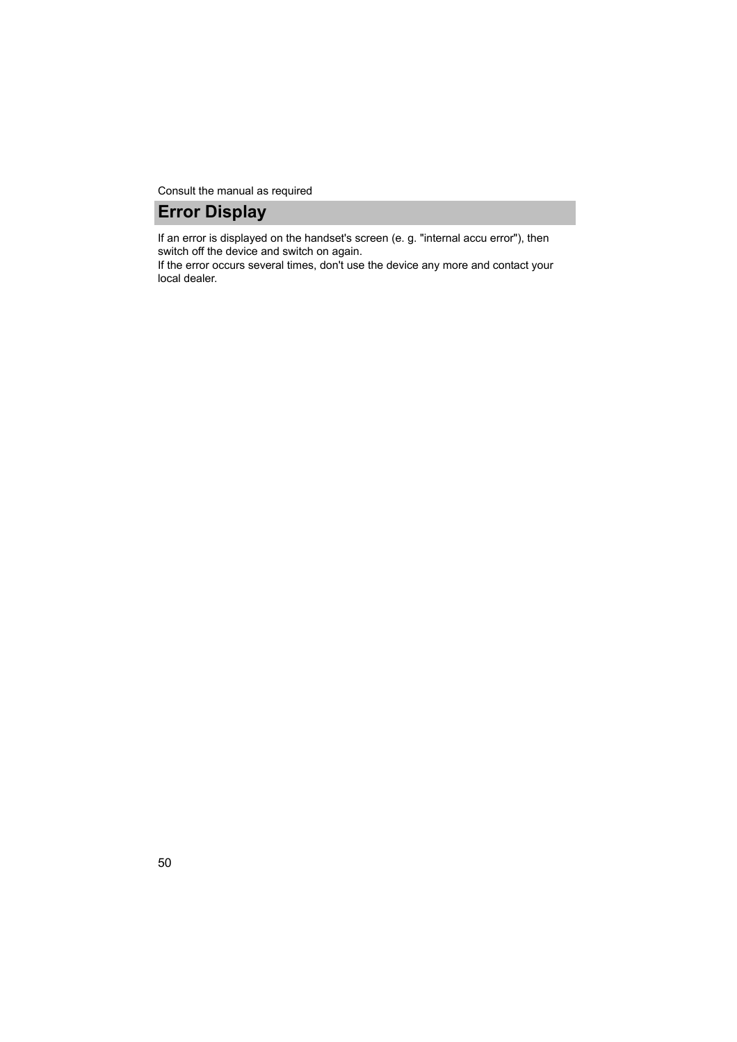Consult the manual as required

## Error Display

If an error is displayed on the handset's screen (e. g. "internal accu error"), then switch off the device and switch on again.
If the error occurs several times, don't use the device any more and contact your local dealer.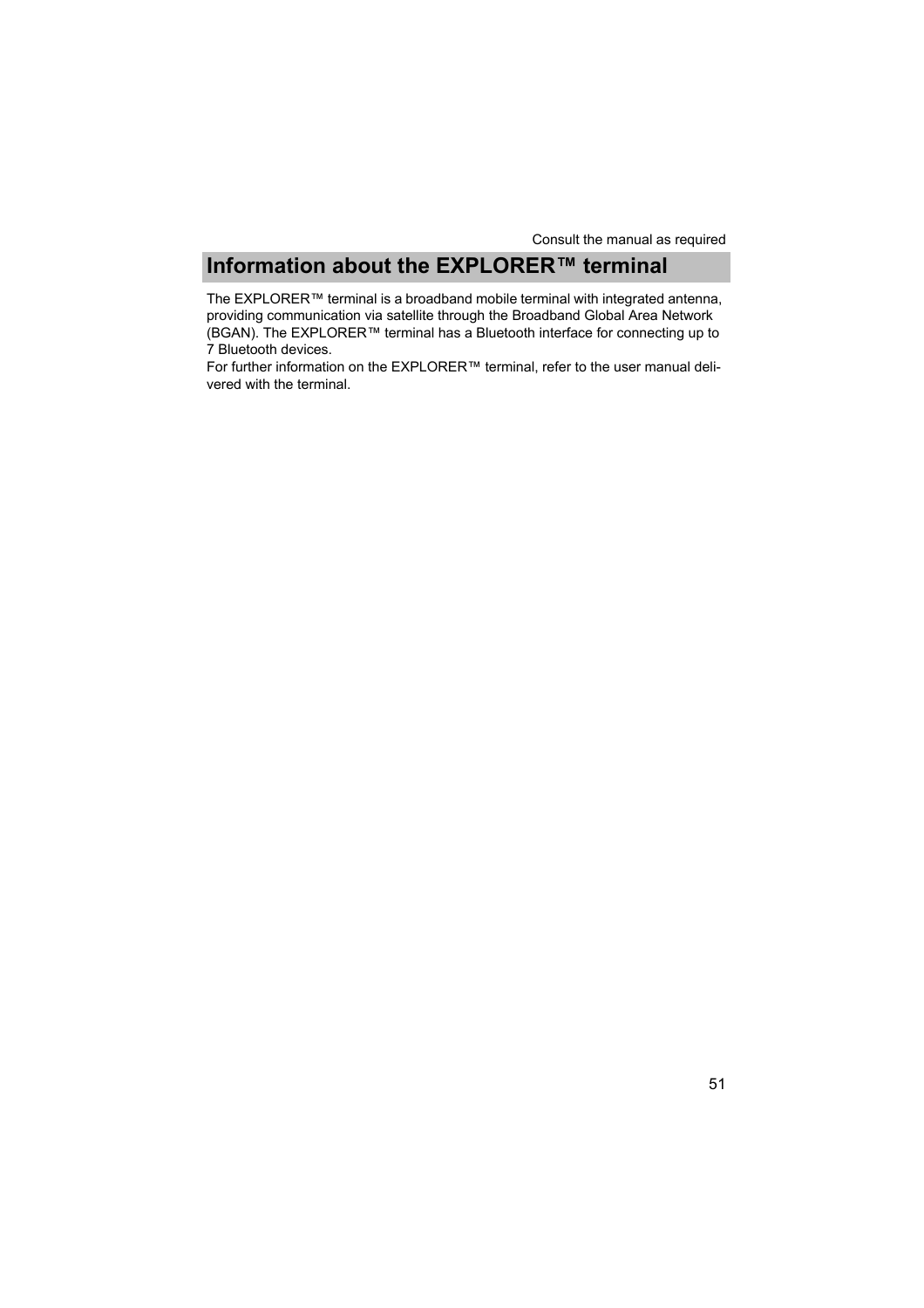# Information about the EXPLORER™ terminal

The EXPLORER™ terminal is a broadband mobile terminal with integrated antenna, providing communication via satellite through the Broadband Global Area Network (BGAN). The EXPLORER™ terminal has a Bluetooth interface for connecting up to 7 Bluetooth devices.
For further information on the EXPLORER™ terminal, refer to the user manual delivered with the terminal.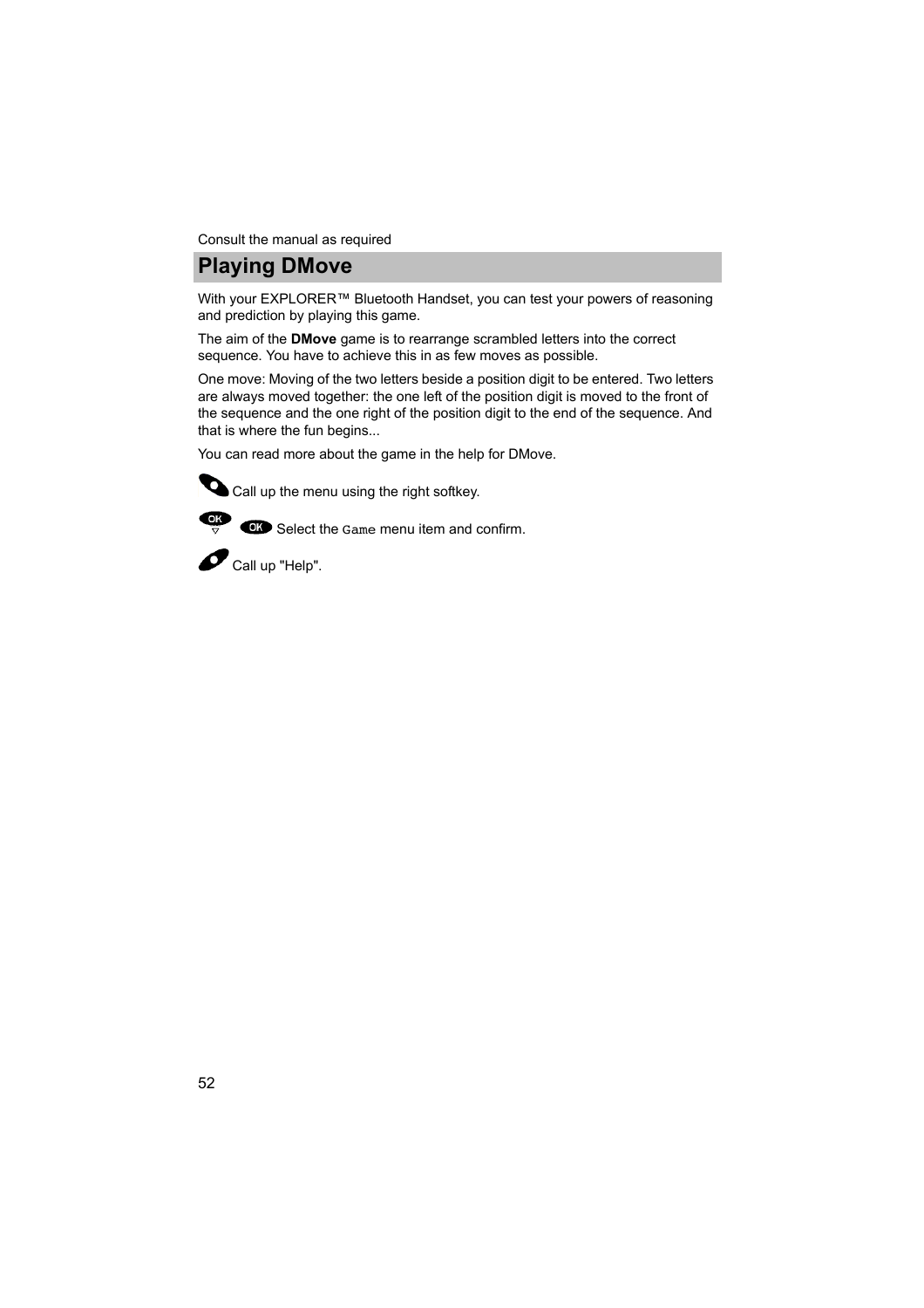Consult the manual as required

## Playing DMove

With your EXPLORER™ Bluetooth Handset, you can test your powers of reasoning and prediction by playing this game.

The aim of the **DMove** game is to rearrange scrambled letters into the correct sequence. You have to achieve this in as few moves as possible.

One move: Moving of the two letters beside a position digit to be entered. Two letters are always moved together: the one left of the position digit is moved to the front of the sequence and the one right of the position digit to the end of the sequence. And that is where the fun begins...

You can read more about the game in the help for DMove.

Call up the menu using the right softkey.

Select the `Game` menu item and confirm.

Call up "Help".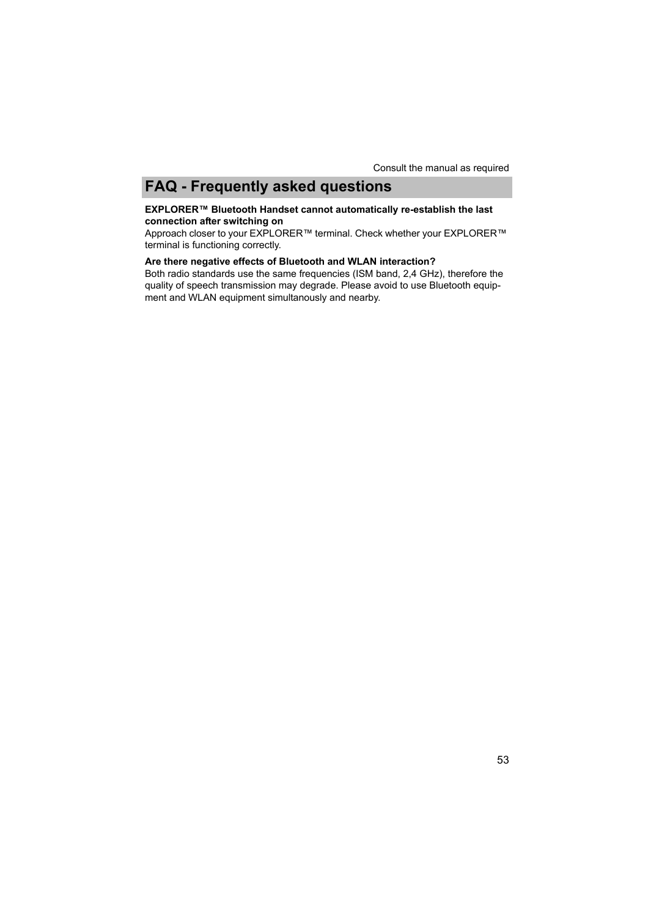# FAQ - Frequently asked questions

**EXPLORER™ Bluetooth Handset cannot automatically re-establish the last connection after switching on**

Approach closer to your EXPLORER™ terminal. Check whether your EXPLORER™ terminal is functioning correctly.

**Are there negative effects of Bluetooth and WLAN interaction?**

Both radio standards use the same frequencies (ISM band, 2,4 GHz), therefore the quality of speech transmission may degrade. Please avoid to use Bluetooth equipment and WLAN equipment simultanously and nearby.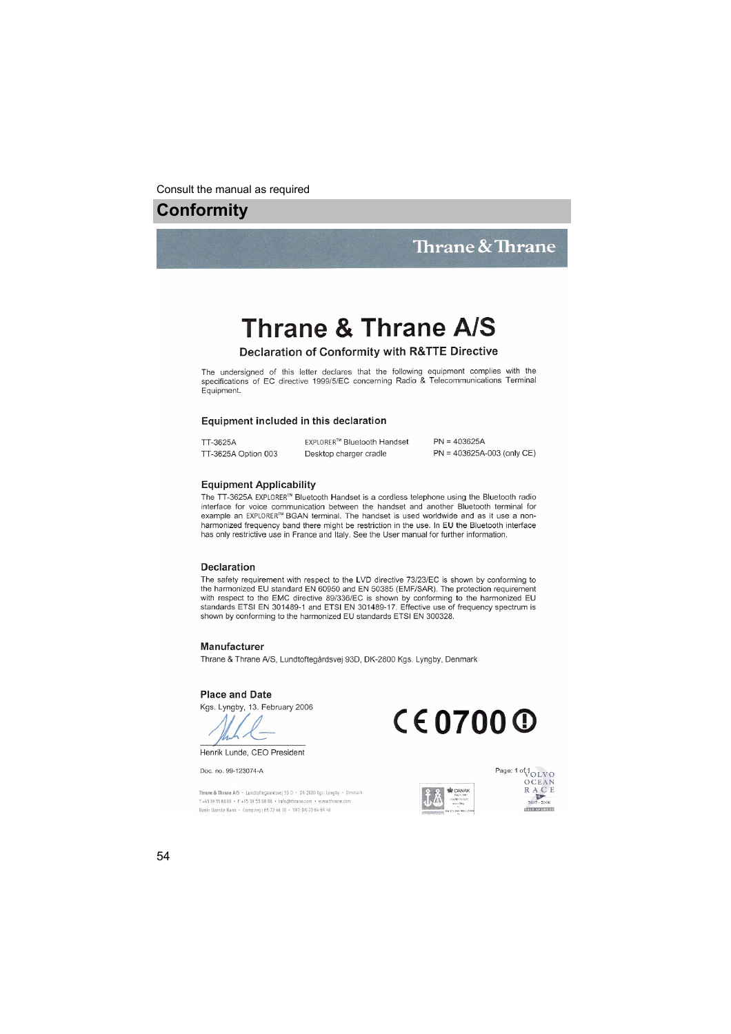Consult the manual as required

## Conformity

Thrane & Thrane

# Thrane & Thrane A/S

### Declaration of Conformity with R&TTE Directive

The undersigned of this letter declares that the following equipment complies with the specifications of EC directive 1999/5/EC concerning Radio & Telecommunications Terminal Equipment.

### Equipment included in this declaration

| | | |
|---|---|---|
| TT-3625A | EXPLORER™ Bluetooth Handset | PN = 403625A |
| TT-3625A Option 003 | Desktop charger cradle | PN = 403625A-003 (only CE) |

### Equipment Applicability

The TT-3625A EXPLORER™ Bluetooth Handset is a cordless telephone using the Bluetooth radio interface for voice communication between the handset and another Bluetooth terminal for example an EXPLORER™ BGAN terminal. The handset is used worldwide and as it use a non-harmonized frequency band there might be restriction in the use. In EU the Bluetooth interface has only restrictive use in France and Italy. See the User manual for further information.

### Declaration

The safety requirement with respect to the LVD directive 73/23/EC is shown by conforming to the harmonized EU standard EN 60950 and EN 50385 (EMF/SAR). The protection requirement with respect to the EMC directive 89/336/EC is shown by conforming to the harmonized EU standards ETSI EN 301489-1 and ETSI EN 301489-17. Effective use of frequency spectrum is shown by conforming to the harmonized EU standards ETSI EN 300328.

### Manufacturer

Thrane & Thrane A/S, Lundtoftegårdsvej 93D, DK-2800 Kgs. Lyngby, Denmark

### Place and Date

Kgs. Lyngby, 13. February 2006

CE 0700 ⓘ

Henrik Lunde, CEO President

Doc. no. 99-123074-A

Page: 1 of 1

Thrane & Thrane A/S • Lundtoftegårdsvej 93 D • DK-2800 Kgs. Lyngby • Denmark
T +45 39 55 88 00 • F +45 39 55 88 88 • info@thrane.com • www.thrane.com
Bank: Danske Bank • Comp.reg.: 65 72 46 18 • VAT: DK-20 64 64 46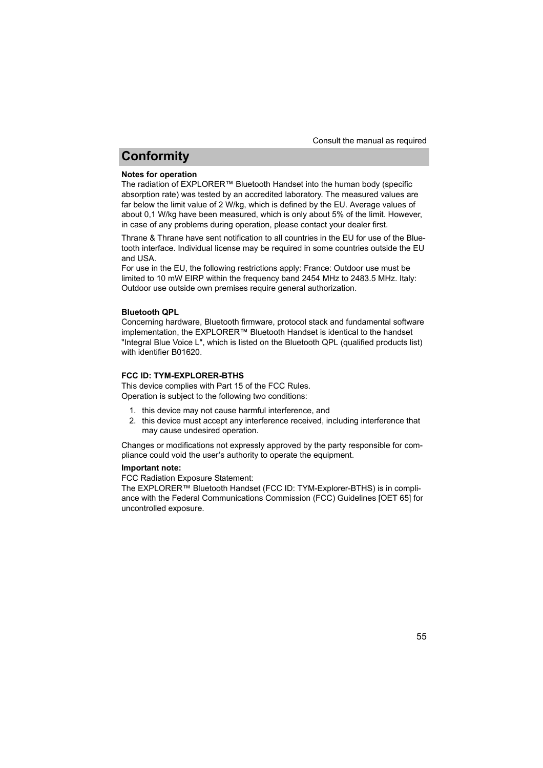## Conformity

**Notes for operation**

The radiation of EXPLORER™ Bluetooth Handset into the human body (specific absorption rate) was tested by an accredited laboratory. The measured values are far below the limit value of 2 W/kg, which is defined by the EU. Average values of about 0,1 W/kg have been measured, which is only about 5% of the limit. However, in case of any problems during operation, please contact your dealer first.

Thrane & Thrane have sent notification to all countries in the EU for use of the Bluetooth interface. Individual license may be required in some countries outside the EU and USA.

For use in the EU, the following restrictions apply: France: Outdoor use must be limited to 10 mW EIRP within the frequency band 2454 MHz to 2483.5 MHz. Italy: Outdoor use outside own premises require general authorization.

**Bluetooth QPL**

Concerning hardware, Bluetooth firmware, protocol stack and fundamental software implementation, the EXPLORER™ Bluetooth Handset is identical to the handset "Integral Blue Voice L", which is listed on the Bluetooth QPL (qualified products list) with identifier B01620.

**FCC ID: TYM-EXPLORER-BTHS**

This device complies with Part 15 of the FCC Rules.
Operation is subject to the following two conditions:

1. this device may not cause harmful interference, and
2. this device must accept any interference received, including interference that may cause undesired operation.

Changes or modifications not expressly approved by the party responsible for compliance could void the user's authority to operate the equipment.

**Important note:**

FCC Radiation Exposure Statement:

The EXPLORER™ Bluetooth Handset (FCC ID: TYM-Explorer-BTHS) is in compliance with the Federal Communications Commission (FCC) Guidelines [OET 65] for uncontrolled exposure.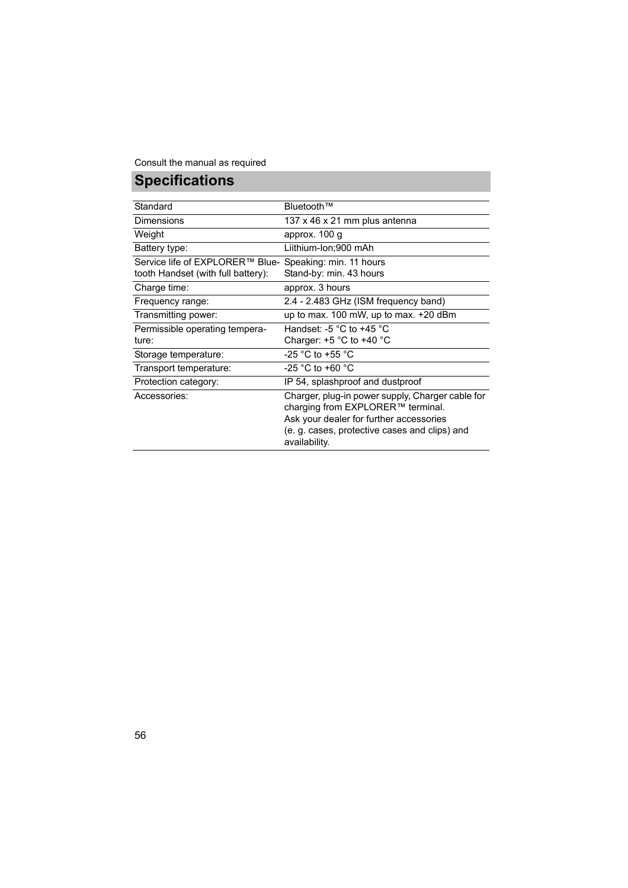Consult the manual as required

# Specifications

| | |
|---|---|
| Standard | Bluetooth™ |
| Dimensions | 137 x 46 x 21 mm plus antenna |
| Weight | approx. 100 g |
| Battery type: | Liithium-Ion;900 mAh |
| Service life of EXPLORER™ Bluetooth Handset (with full battery): | Speaking: min. 11 hours<br>Stand-by: min. 43 hours |
| Charge time: | approx. 3 hours |
| Frequency range: | 2.4 - 2.483 GHz (ISM frequency band) |
| Transmitting power: | up to max. 100 mW, up to max. +20 dBm |
| Permissible operating temperature: | Handset: -5 °C to +45 °C<br>Charger: +5 °C to +40 °C |
| Storage temperature: | -25 °C to +55 °C |
| Transport temperature: | -25 °C to +60 °C |
| Protection category: | IP 54, splashproof and dustproof |
| Accessories: | Charger, plug-in power supply, Charger cable for charging from EXPLORER™ terminal.<br>Ask your dealer for further accessories (e. g. cases, protective cases and clips) and availability. |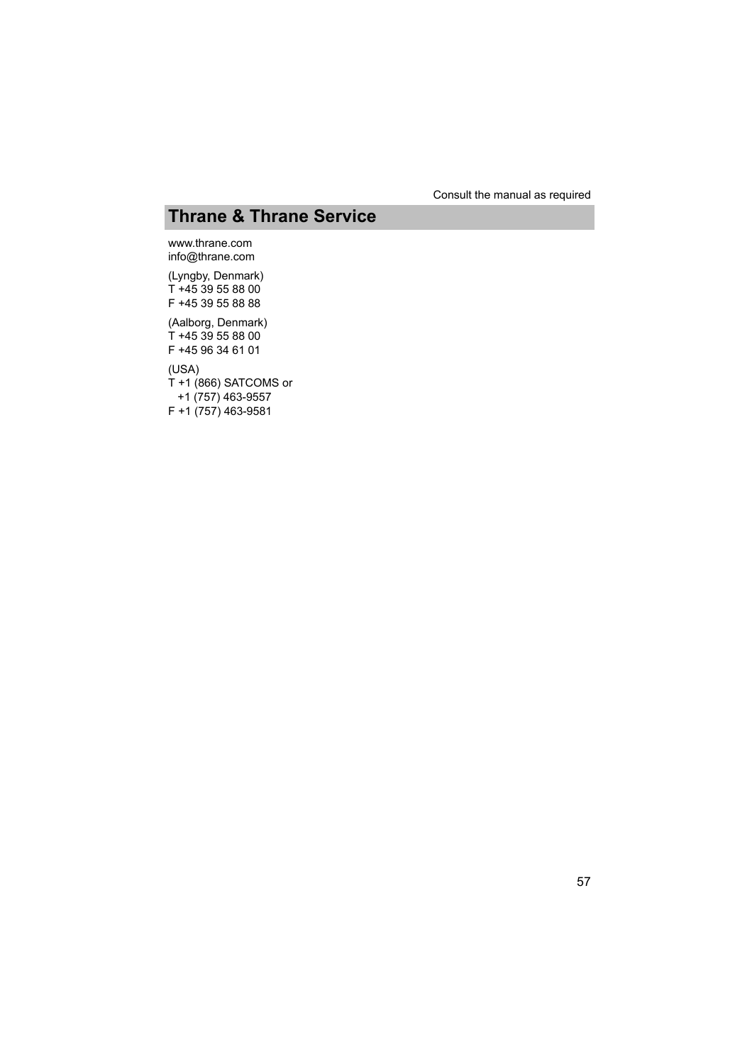Consult the manual as required

## Thrane & Thrane Service

www.thrane.com
info@thrane.com

(Lyngby, Denmark)
T +45 39 55 88 00
F +45 39 55 88 88

(Aalborg, Denmark)
T +45 39 55 88 00
F +45 96 34 61 01

(USA)
T +1 (866) SATCOMS or
+1 (757) 463-9557
F +1 (757) 463-9581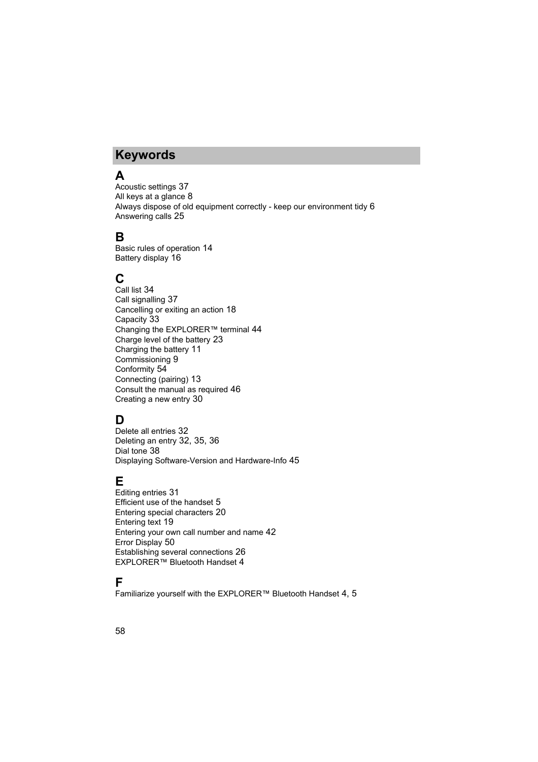# Keywords

## A

Acoustic settings 37
All keys at a glance 8
Always dispose of old equipment correctly - keep our environment tidy 6
Answering calls 25

## B

Basic rules of operation 14
Battery display 16

## C

Call list 34
Call signalling 37
Cancelling or exiting an action 18
Capacity 33
Changing the EXPLORER™ terminal 44
Charge level of the battery 23
Charging the battery 11
Commissioning 9
Conformity 54
Connecting (pairing) 13
Consult the manual as required 46
Creating a new entry 30

## D

Delete all entries 32
Deleting an entry 32, 35, 36
Dial tone 38
Displaying Software-Version and Hardware-Info 45

## E

Editing entries 31
Efficient use of the handset 5
Entering special characters 20
Entering text 19
Entering your own call number and name 42
Error Display 50
Establishing several connections 26
EXPLORER™ Bluetooth Handset 4

## F

Familiarize yourself with the EXPLORER™ Bluetooth Handset 4, 5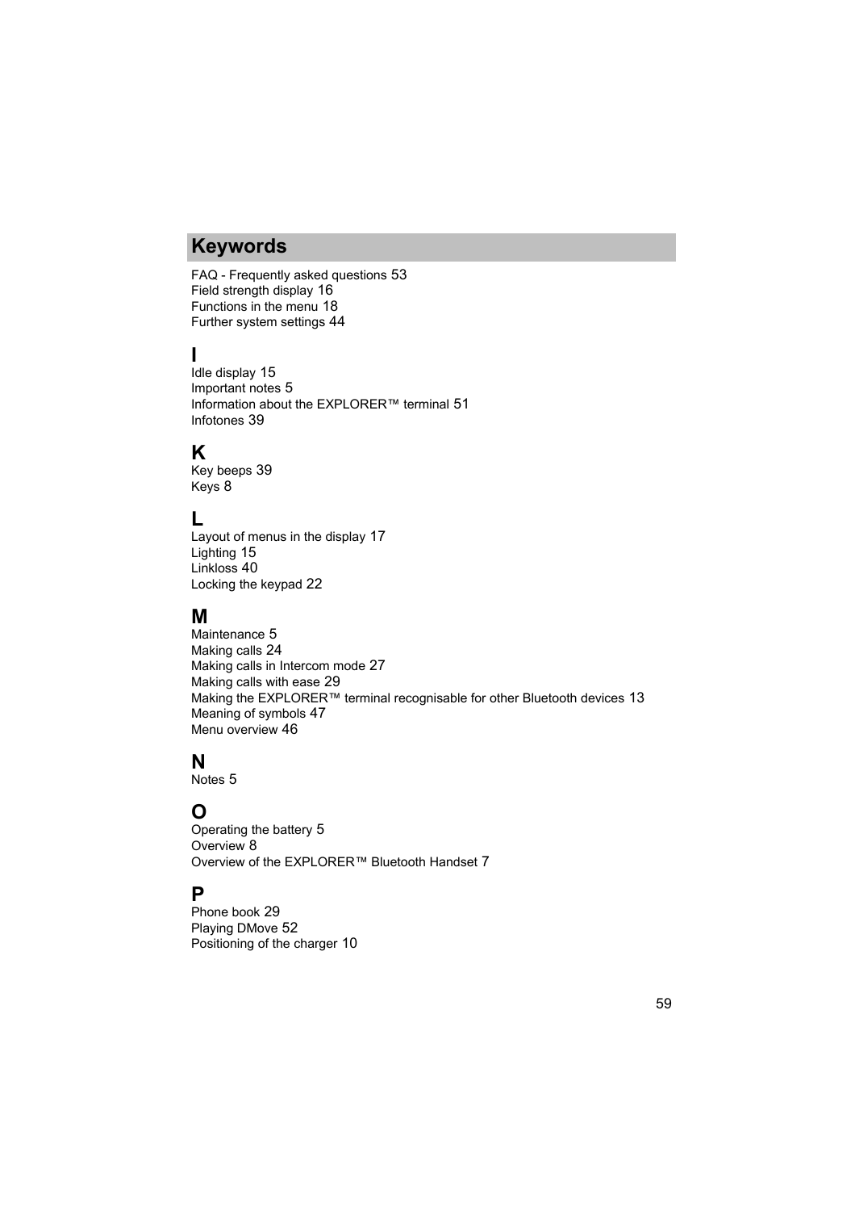## Keywords

FAQ - Frequently asked questions 53
Field strength display 16
Functions in the menu 18
Further system settings 44

### I

Idle display 15
Important notes 5
Information about the EXPLORER™ terminal 51
Infotones 39

### K

Key beeps 39
Keys 8

### L

Layout of menus in the display 17
Lighting 15
Linkloss 40
Locking the keypad 22

### M

Maintenance 5
Making calls 24
Making calls in Intercom mode 27
Making calls with ease 29
Making the EXPLORER™ terminal recognisable for other Bluetooth devices 13
Meaning of symbols 47
Menu overview 46

### N

Notes 5

### O

Operating the battery 5
Overview 8
Overview of the EXPLORER™ Bluetooth Handset 7

### P

Phone book 29
Playing DMove 52
Positioning of the charger 10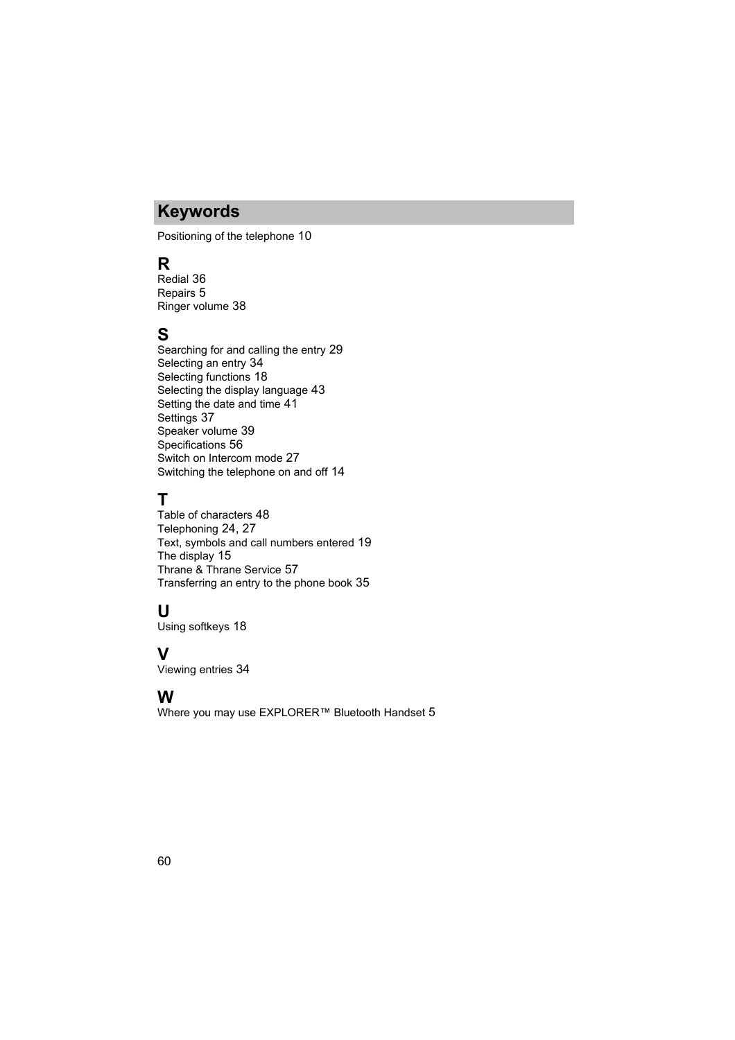## Keywords

Positioning of the telephone 10

### R

Redial 36
Repairs 5
Ringer volume 38

### S

Searching for and calling the entry 29
Selecting an entry 34
Selecting functions 18
Selecting the display language 43
Setting the date and time 41
Settings 37
Speaker volume 39
Specifications 56
Switch on Intercom mode 27
Switching the telephone on and off 14

### T

Table of characters 48
Telephoning 24, 27
Text, symbols and call numbers entered 19
The display 15
Thrane & Thrane Service 57
Transferring an entry to the phone book 35

### U

Using softkeys 18

### V

Viewing entries 34

### W

Where you may use EXPLORER™ Bluetooth Handset 5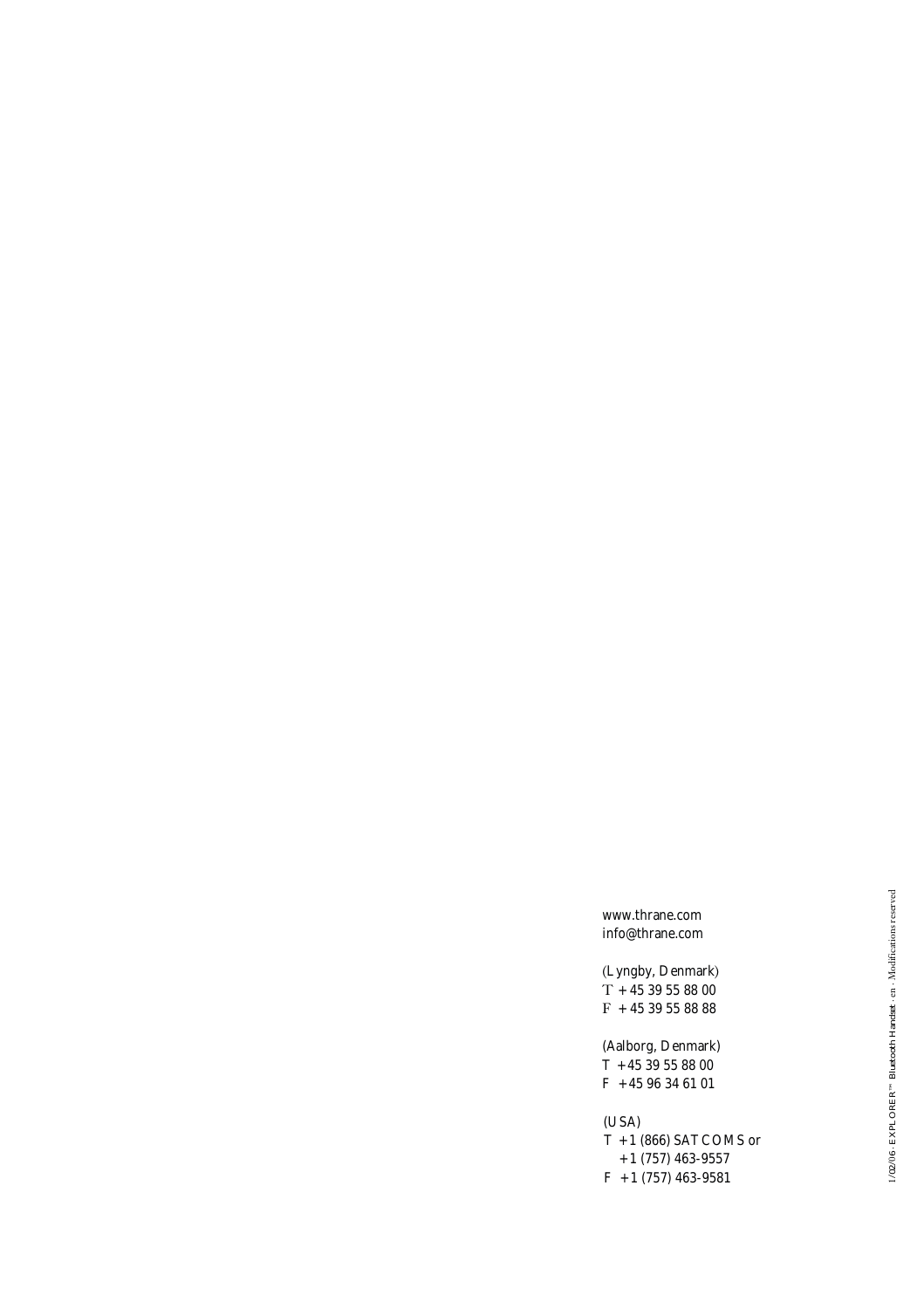www.thrane.com
info@thrane.com

(Lyngby, Denmark)
T +45 39 55 88 00
F +45 39 55 88 88

(Aalborg, Denmark)
T +45 39 55 88 00
F +45 96 34 61 01

(USA)
T +1 (866) SATCOMS or
+1 (757) 463-9557
F +1 (757) 463-9581

1/02/06 · EXPLORER™ Bluetooth Handset · en · Modifications reserved